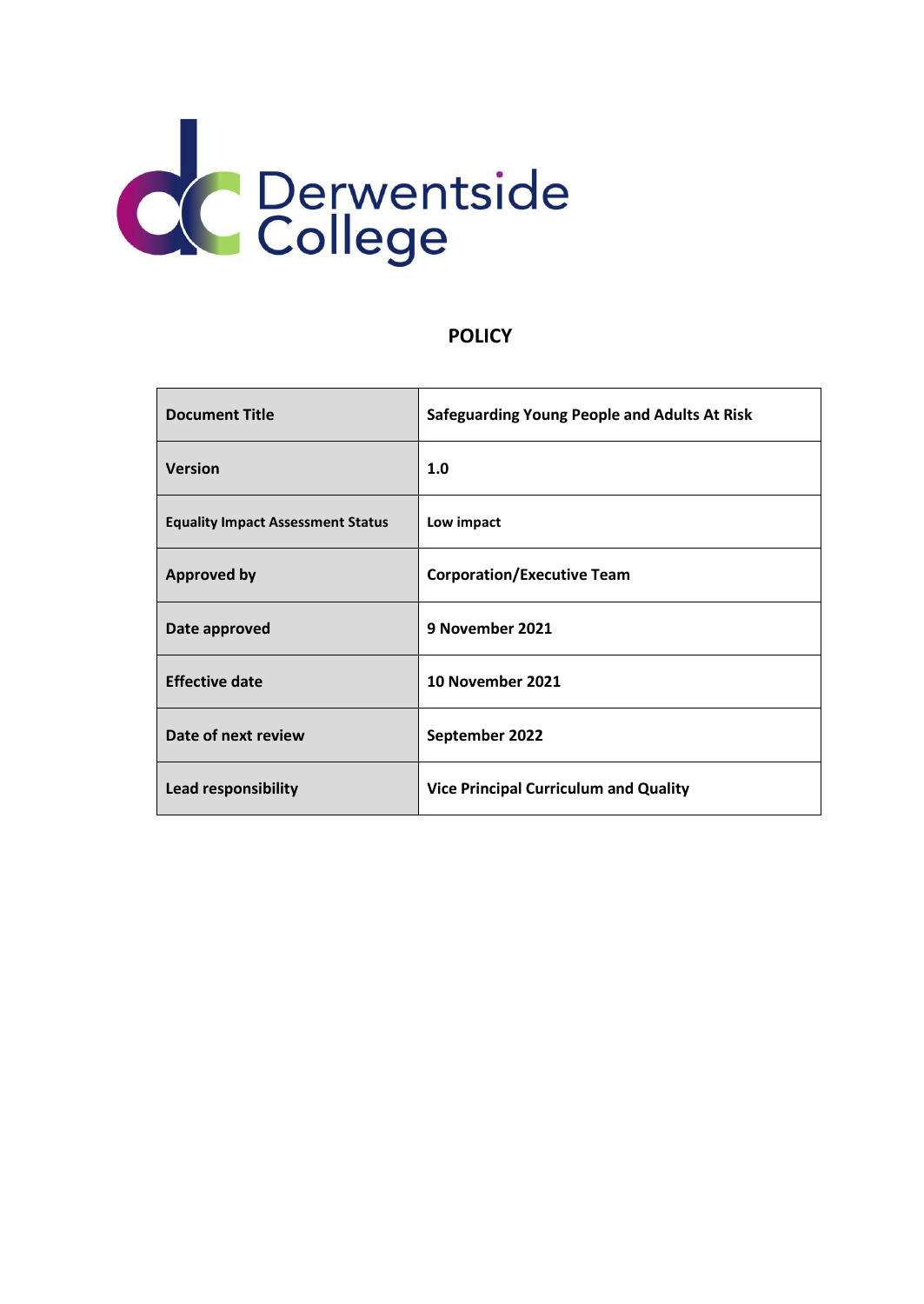Derwentside College

# POLICY

| | |
|---|---|
| **Document Title** | **Safeguarding Young People and Adults At Risk** |
| **Version** | **1.0** |
| **Equality Impact Assessment Status** | **Low impact** |
| **Approved by** | **Corporation/Executive Team** |
| **Date approved** | **9 November 2021** |
| **Effective date** | **10 November 2021** |
| **Date of next review** | **September 2022** |
| **Lead responsibility** | **Vice Principal Curriculum and Quality** |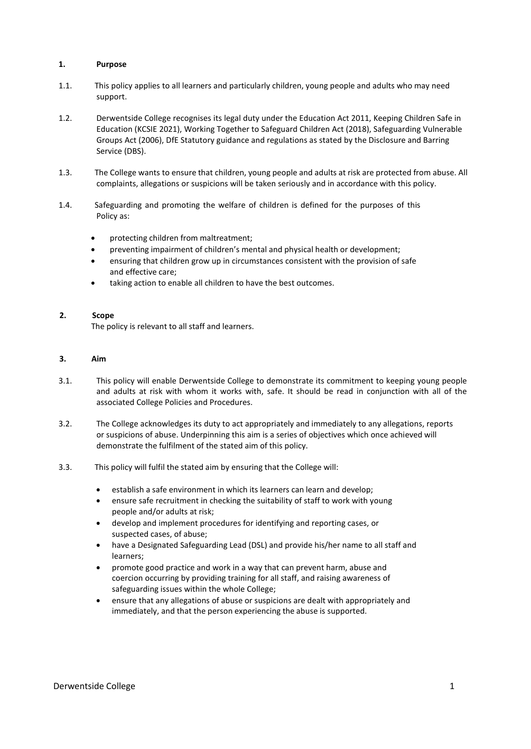## 1. Purpose

1.1. This policy applies to all learners and particularly children, young people and adults who may need support.

1.2. Derwentside College recognises its legal duty under the Education Act 2011, Keeping Children Safe in Education (KCSIE 2021), Working Together to Safeguard Children Act (2018), Safeguarding Vulnerable Groups Act (2006), DfE Statutory guidance and regulations as stated by the Disclosure and Barring Service (DBS).

1.3. The College wants to ensure that children, young people and adults at risk are protected from abuse. All complaints, allegations or suspicions will be taken seriously and in accordance with this policy.

1.4. Safeguarding and promoting the welfare of children is defined for the purposes of this Policy as:

- protecting children from maltreatment;
- preventing impairment of children's mental and physical health or development;
- ensuring that children grow up in circumstances consistent with the provision of safe and effective care;
- taking action to enable all children to have the best outcomes.

## 2. Scope

The policy is relevant to all staff and learners.

## 3. Aim

3.1. This policy will enable Derwentside College to demonstrate its commitment to keeping young people and adults at risk with whom it works with, safe. It should be read in conjunction with all of the associated College Policies and Procedures.

3.2. The College acknowledges its duty to act appropriately and immediately to any allegations, reports or suspicions of abuse. Underpinning this aim is a series of objectives which once achieved will demonstrate the fulfilment of the stated aim of this policy.

3.3. This policy will fulfil the stated aim by ensuring that the College will:

- establish a safe environment in which its learners can learn and develop;
- ensure safe recruitment in checking the suitability of staff to work with young people and/or adults at risk;
- develop and implement procedures for identifying and reporting cases, or suspected cases, of abuse;
- have a Designated Safeguarding Lead (DSL) and provide his/her name to all staff and learners;
- promote good practice and work in a way that can prevent harm, abuse and coercion occurring by providing training for all staff, and raising awareness of safeguarding issues within the whole College;
- ensure that any allegations of abuse or suspicions are dealt with appropriately and immediately, and that the person experiencing the abuse is supported.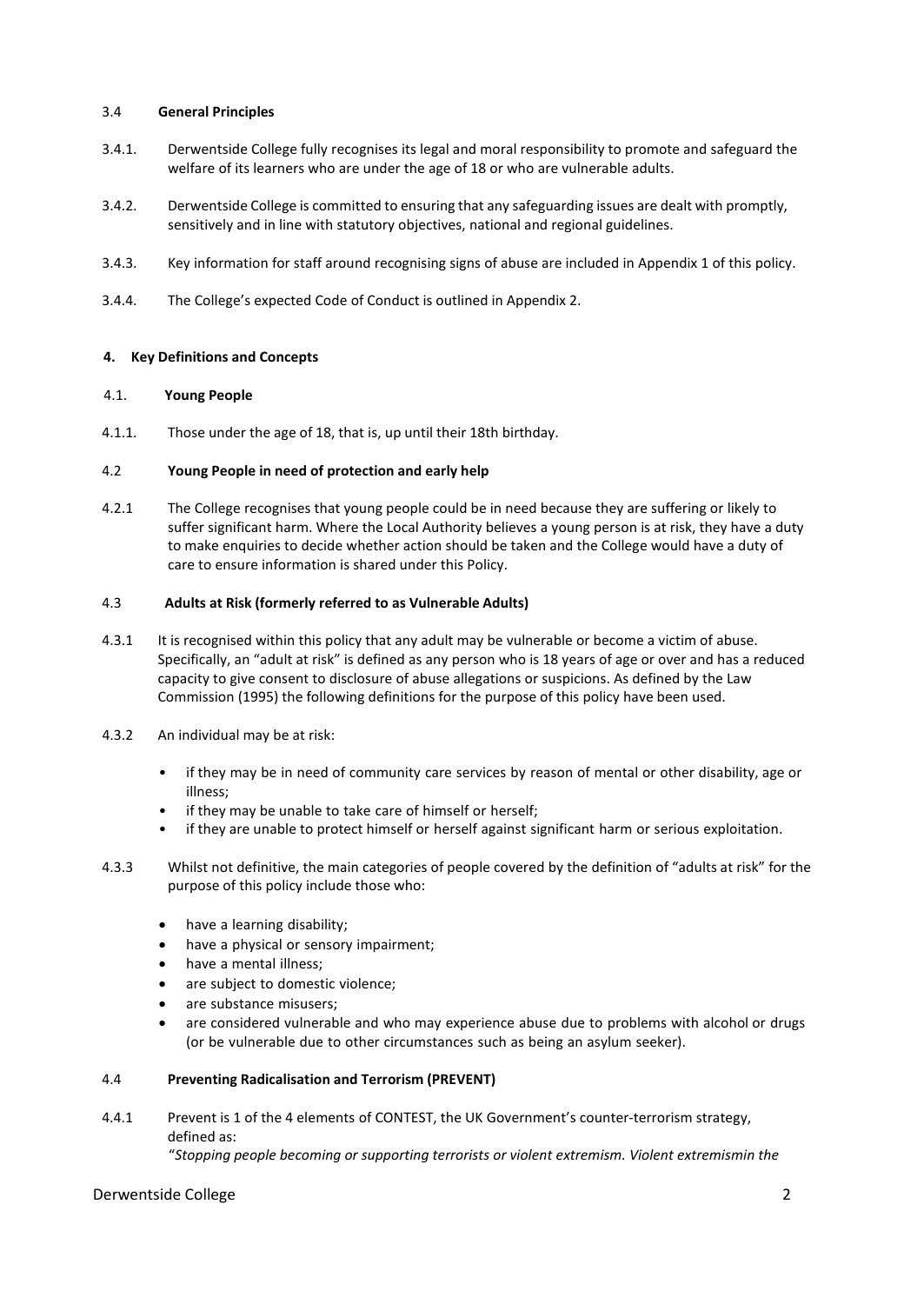### 3.4 General Principles

3.4.1. Derwentside College fully recognises its legal and moral responsibility to promote and safeguard the welfare of its learners who are under the age of 18 or who are vulnerable adults.

3.4.2. Derwentside College is committed to ensuring that any safeguarding issues are dealt with promptly, sensitively and in line with statutory objectives, national and regional guidelines.

3.4.3. Key information for staff around recognising signs of abuse are included in Appendix 1 of this policy.

3.4.4. The College's expected Code of Conduct is outlined in Appendix 2.

## 4. Key Definitions and Concepts

### 4.1. Young People

4.1.1. Those under the age of 18, that is, up until their 18th birthday.

### 4.2 Young People in need of protection and early help

4.2.1 The College recognises that young people could be in need because they are suffering or likely to suffer significant harm. Where the Local Authority believes a young person is at risk, they have a duty to make enquiries to decide whether action should be taken and the College would have a duty of care to ensure information is shared under this Policy.

### 4.3 Adults at Risk (formerly referred to as Vulnerable Adults)

4.3.1 It is recognised within this policy that any adult may be vulnerable or become a victim of abuse. Specifically, an "adult at risk" is defined as any person who is 18 years of age or over and has a reduced capacity to give consent to disclosure of abuse allegations or suspicions. As defined by the Law Commission (1995) the following definitions for the purpose of this policy have been used.

4.3.2 An individual may be at risk:

- if they may be in need of community care services by reason of mental or other disability, age or illness;
- if they may be unable to take care of himself or herself;
- if they are unable to protect himself or herself against significant harm or serious exploitation.

4.3.3 Whilst not definitive, the main categories of people covered by the definition of "adults at risk" for the purpose of this policy include those who:

- have a learning disability;
- have a physical or sensory impairment;
- have a mental illness;
- are subject to domestic violence;
- are substance misusers;
- are considered vulnerable and who may experience abuse due to problems with alcohol or drugs (or be vulnerable due to other circumstances such as being an asylum seeker).

### 4.4 Preventing Radicalisation and Terrorism (PREVENT)

4.4.1 Prevent is 1 of the 4 elements of CONTEST, the UK Government's counter-terrorism strategy, defined as:
"*Stopping people becoming or supporting terrorists or violent extremism. Violent extremismin the*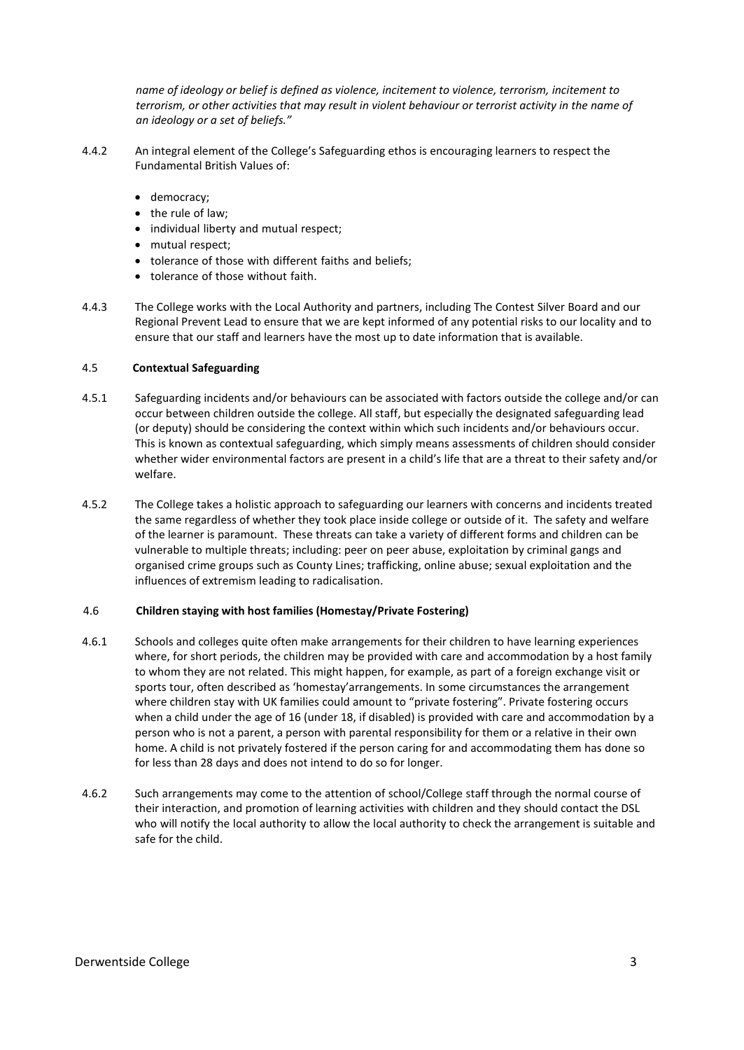*name of ideology or belief is defined as violence, incitement to violence, terrorism, incitement to terrorism, or other activities that may result in violent behaviour or terrorist activity in the name of an ideology or a set of beliefs."*

4.4.2 An integral element of the College's Safeguarding ethos is encouraging learners to respect the Fundamental British Values of:

- democracy;
- the rule of law;
- individual liberty and mutual respect;
- mutual respect;
- tolerance of those with different faiths and beliefs;
- tolerance of those without faith.

4.4.3 The College works with the Local Authority and partners, including The Contest Silver Board and our Regional Prevent Lead to ensure that we are kept informed of any potential risks to our locality and to ensure that our staff and learners have the most up to date information that is available.

### 4.5 Contextual Safeguarding

4.5.1 Safeguarding incidents and/or behaviours can be associated with factors outside the college and/or can occur between children outside the college. All staff, but especially the designated safeguarding lead (or deputy) should be considering the context within which such incidents and/or behaviours occur. This is known as contextual safeguarding, which simply means assessments of children should consider whether wider environmental factors are present in a child's life that are a threat to their safety and/or welfare.

4.5.2 The College takes a holistic approach to safeguarding our learners with concerns and incidents treated the same regardless of whether they took place inside college or outside of it. The safety and welfare of the learner is paramount. These threats can take a variety of different forms and children can be vulnerable to multiple threats; including: peer on peer abuse, exploitation by criminal gangs and organised crime groups such as County Lines; trafficking, online abuse; sexual exploitation and the influences of extremism leading to radicalisation.

### 4.6 Children staying with host families (Homestay/Private Fostering)

4.6.1 Schools and colleges quite often make arrangements for their children to have learning experiences where, for short periods, the children may be provided with care and accommodation by a host family to whom they are not related. This might happen, for example, as part of a foreign exchange visit or sports tour, often described as 'homestay'arrangements. In some circumstances the arrangement where children stay with UK families could amount to "private fostering". Private fostering occurs when a child under the age of 16 (under 18, if disabled) is provided with care and accommodation by a person who is not a parent, a person with parental responsibility for them or a relative in their own home. A child is not privately fostered if the person caring for and accommodating them has done so for less than 28 days and does not intend to do so for longer.

4.6.2 Such arrangements may come to the attention of school/College staff through the normal course of their interaction, and promotion of learning activities with children and they should contact the DSL who will notify the local authority to allow the local authority to check the arrangement is suitable and safe for the child.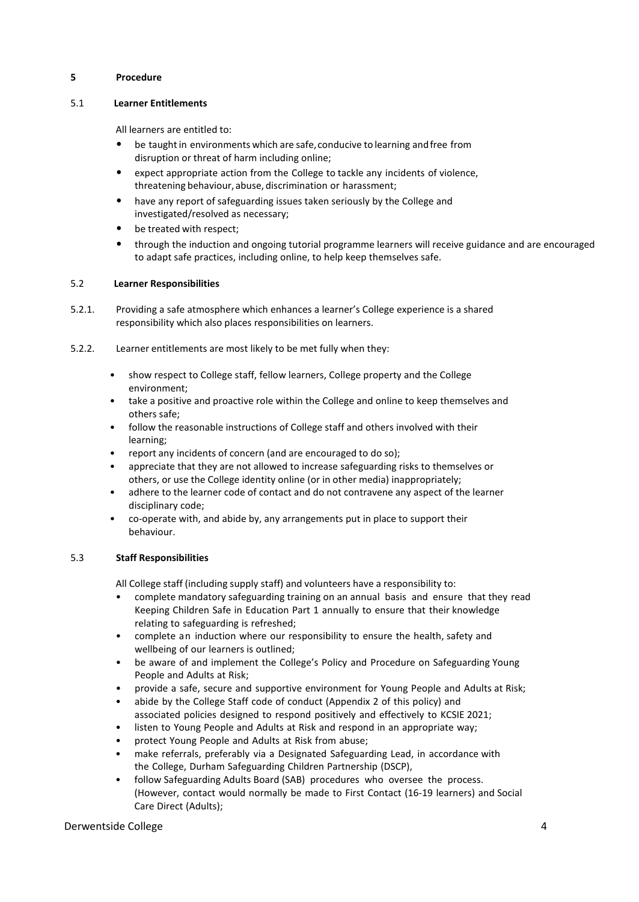## 5 Procedure

### 5.1 Learner Entitlements

All learners are entitled to:

- be taught in environments which are safe, conducive to learning and free from disruption or threat of harm including online;
- expect appropriate action from the College to tackle any incidents of violence, threatening behaviour, abuse, discrimination or harassment;
- have any report of safeguarding issues taken seriously by the College and investigated/resolved as necessary;
- be treated with respect;
- through the induction and ongoing tutorial programme learners will receive guidance and are encouraged to adapt safe practices, including online, to help keep themselves safe.

### 5.2 Learner Responsibilities

5.2.1. Providing a safe atmosphere which enhances a learner's College experience is a shared responsibility which also places responsibilities on learners.

5.2.2. Learner entitlements are most likely to be met fully when they:

- show respect to College staff, fellow learners, College property and the College environment;
- take a positive and proactive role within the College and online to keep themselves and others safe;
- follow the reasonable instructions of College staff and others involved with their learning;
- report any incidents of concern (and are encouraged to do so);
- appreciate that they are not allowed to increase safeguarding risks to themselves or others, or use the College identity online (or in other media) inappropriately;
- adhere to the learner code of contact and do not contravene any aspect of the learner disciplinary code;
- co-operate with, and abide by, any arrangements put in place to support their behaviour.

### 5.3 Staff Responsibilities

All College staff (including supply staff) and volunteers have a responsibility to:

- complete mandatory safeguarding training on an annual basis and ensure that they read Keeping Children Safe in Education Part 1 annually to ensure that their knowledge relating to safeguarding is refreshed;
- complete an induction where our responsibility to ensure the health, safety and wellbeing of our learners is outlined;
- be aware of and implement the College's Policy and Procedure on Safeguarding Young People and Adults at Risk;
- provide a safe, secure and supportive environment for Young People and Adults at Risk;
- abide by the College Staff code of conduct (Appendix 2 of this policy) and associated policies designed to respond positively and effectively to KCSIE 2021;
- listen to Young People and Adults at Risk and respond in an appropriate way;
- protect Young People and Adults at Risk from abuse;
- make referrals, preferably via a Designated Safeguarding Lead, in accordance with the College, Durham Safeguarding Children Partnership (DSCP),
- follow Safeguarding Adults Board (SAB) procedures who oversee the process. (However, contact would normally be made to First Contact (16-19 learners) and Social Care Direct (Adults);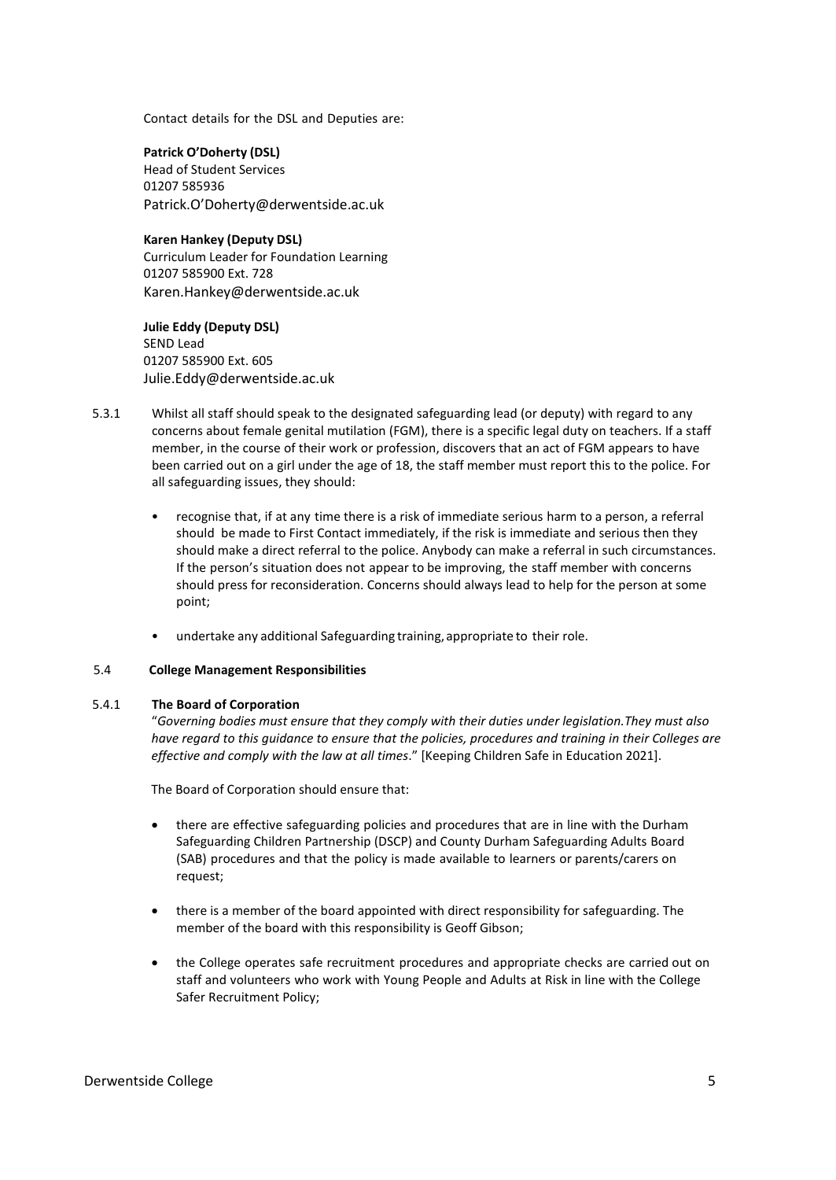Contact details for the DSL and Deputies are:

**Patrick O'Doherty (DSL)**
Head of Student Services
01207 585936
Patrick.O'Doherty@derwentside.ac.uk

**Karen Hankey (Deputy DSL)**
Curriculum Leader for Foundation Learning
01207 585900 Ext. 728
Karen.Hankey@derwentside.ac.uk

**Julie Eddy (Deputy DSL)**
SEND Lead
01207 585900 Ext. 605
Julie.Eddy@derwentside.ac.uk

5.3.1 Whilst all staff should speak to the designated safeguarding lead (or deputy) with regard to any concerns about female genital mutilation (FGM), there is a specific legal duty on teachers. If a staff member, in the course of their work or profession, discovers that an act of FGM appears to have been carried out on a girl under the age of 18, the staff member must report this to the police. For all safeguarding issues, they should:

- recognise that, if at any time there is a risk of immediate serious harm to a person, a referral should be made to First Contact immediately, if the risk is immediate and serious then they should make a direct referral to the police. Anybody can make a referral in such circumstances. If the person's situation does not appear to be improving, the staff member with concerns should press for reconsideration. Concerns should always lead to help for the person at some point;

- undertake any additional Safeguarding training, appropriate to their role.

## 5.4 College Management Responsibilities

### 5.4.1 The Board of Corporation

"*Governing bodies must ensure that they comply with their duties under legislation.They must also have regard to this guidance to ensure that the policies, procedures and training in their Colleges are effective and comply with the law at all times*." [Keeping Children Safe in Education 2021].

The Board of Corporation should ensure that:

- there are effective safeguarding policies and procedures that are in line with the Durham Safeguarding Children Partnership (DSCP) and County Durham Safeguarding Adults Board (SAB) procedures and that the policy is made available to learners or parents/carers on request;

- there is a member of the board appointed with direct responsibility for safeguarding. The member of the board with this responsibility is Geoff Gibson;

- the College operates safe recruitment procedures and appropriate checks are carried out on staff and volunteers who work with Young People and Adults at Risk in line with the College Safer Recruitment Policy;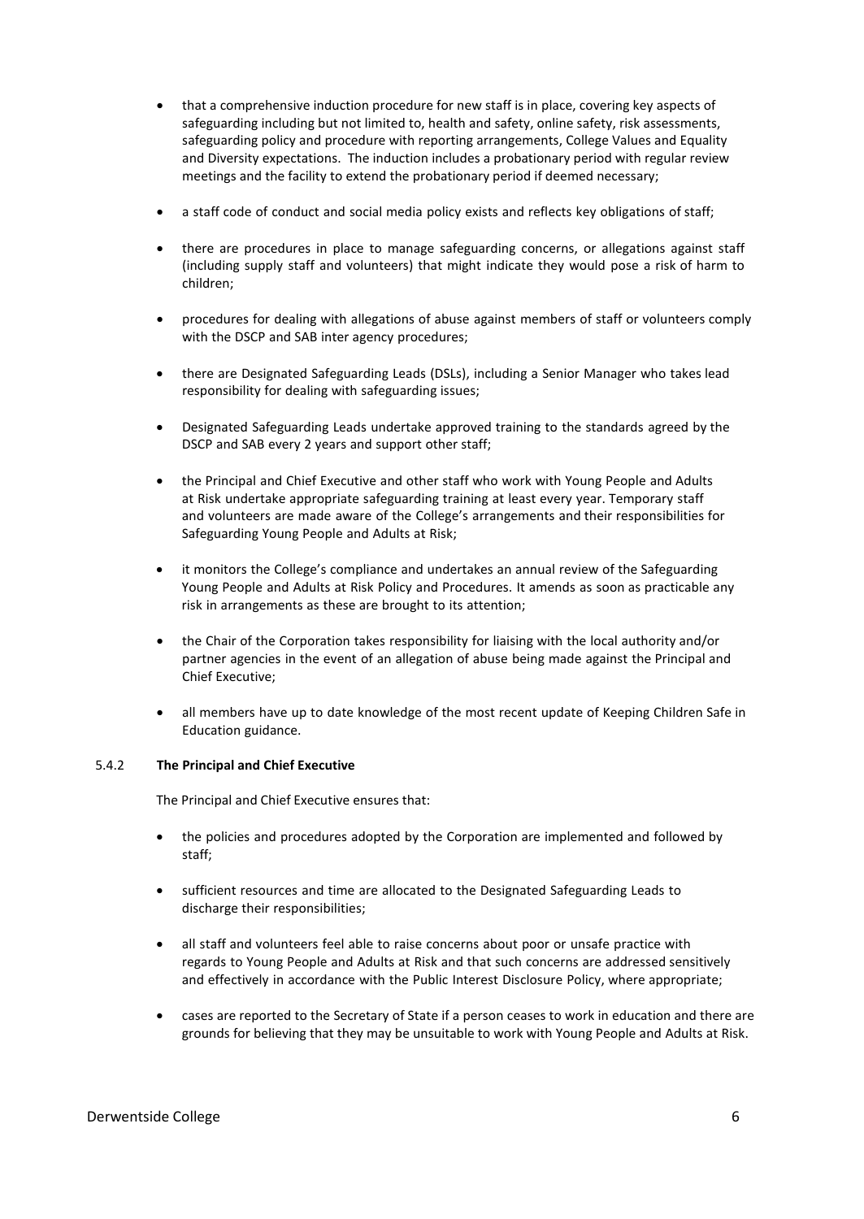- that a comprehensive induction procedure for new staff is in place, covering key aspects of safeguarding including but not limited to, health and safety, online safety, risk assessments, safeguarding policy and procedure with reporting arrangements, College Values and Equality and Diversity expectations. The induction includes a probationary period with regular review meetings and the facility to extend the probationary period if deemed necessary;
- a staff code of conduct and social media policy exists and reflects key obligations of staff;
- there are procedures in place to manage safeguarding concerns, or allegations against staff (including supply staff and volunteers) that might indicate they would pose a risk of harm to children;
- procedures for dealing with allegations of abuse against members of staff or volunteers comply with the DSCP and SAB inter agency procedures;
- there are Designated Safeguarding Leads (DSLs), including a Senior Manager who takes lead responsibility for dealing with safeguarding issues;
- Designated Safeguarding Leads undertake approved training to the standards agreed by the DSCP and SAB every 2 years and support other staff;
- the Principal and Chief Executive and other staff who work with Young People and Adults at Risk undertake appropriate safeguarding training at least every year. Temporary staff and volunteers are made aware of the College's arrangements and their responsibilities for Safeguarding Young People and Adults at Risk;
- it monitors the College's compliance and undertakes an annual review of the Safeguarding Young People and Adults at Risk Policy and Procedures. It amends as soon as practicable any risk in arrangements as these are brought to its attention;
- the Chair of the Corporation takes responsibility for liaising with the local authority and/or partner agencies in the event of an allegation of abuse being made against the Principal and Chief Executive;
- all members have up to date knowledge of the most recent update of Keeping Children Safe in Education guidance.

### 5.4.2 The Principal and Chief Executive

The Principal and Chief Executive ensures that:

- the policies and procedures adopted by the Corporation are implemented and followed by staff;
- sufficient resources and time are allocated to the Designated Safeguarding Leads to discharge their responsibilities;
- all staff and volunteers feel able to raise concerns about poor or unsafe practice with regards to Young People and Adults at Risk and that such concerns are addressed sensitively and effectively in accordance with the Public Interest Disclosure Policy, where appropriate;
- cases are reported to the Secretary of State if a person ceases to work in education and there are grounds for believing that they may be unsuitable to work with Young People and Adults at Risk.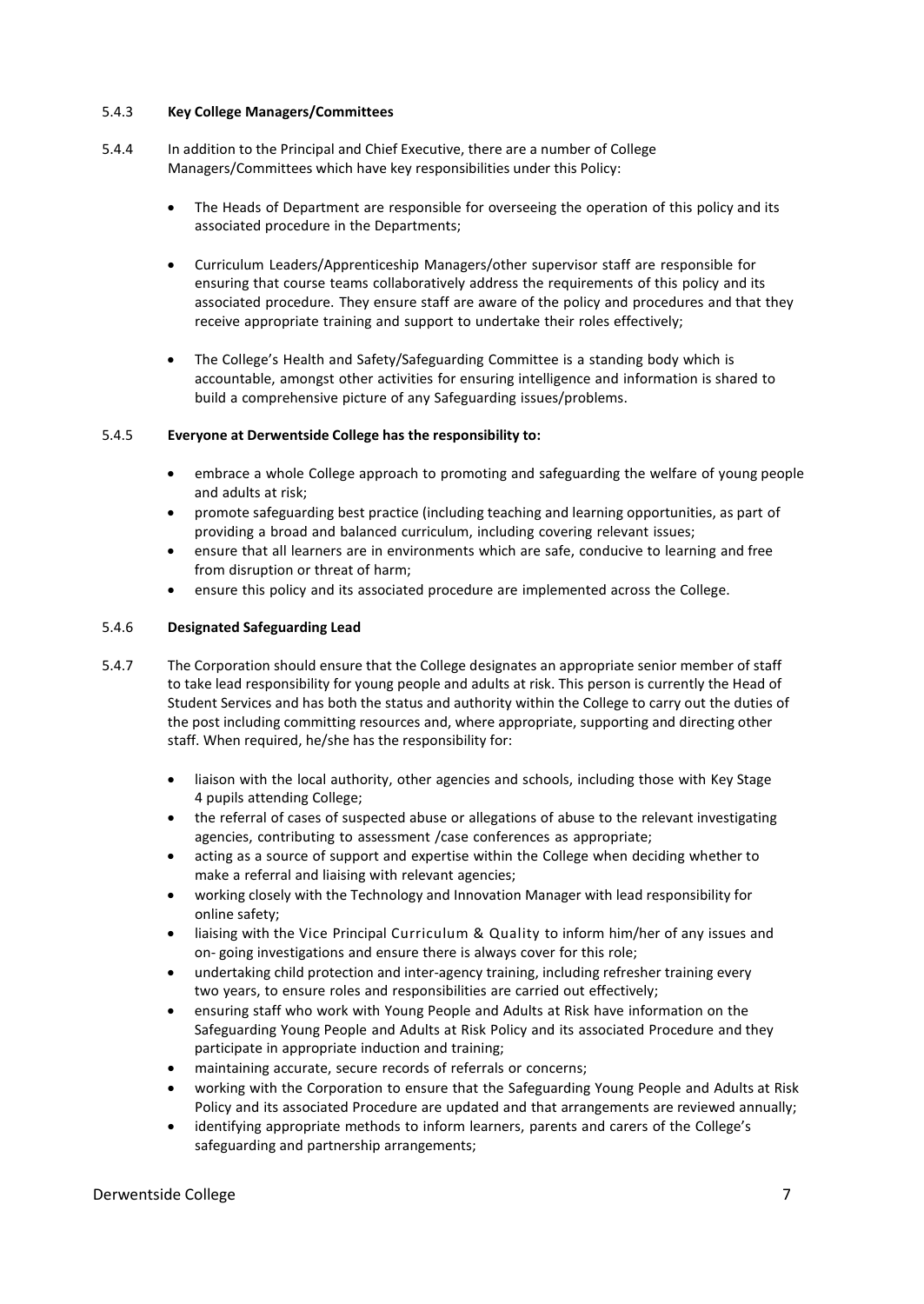5.4.3 **Key College Managers/Committees**

5.4.4 In addition to the Principal and Chief Executive, there are a number of College Managers/Committees which have key responsibilities under this Policy:

- The Heads of Department are responsible for overseeing the operation of this policy and its associated procedure in the Departments;
- Curriculum Leaders/Apprenticeship Managers/other supervisor staff are responsible for ensuring that course teams collaboratively address the requirements of this policy and its associated procedure. They ensure staff are aware of the policy and procedures and that they receive appropriate training and support to undertake their roles effectively;
- The College's Health and Safety/Safeguarding Committee is a standing body which is accountable, amongst other activities for ensuring intelligence and information is shared to build a comprehensive picture of any Safeguarding issues/problems.

5.4.5 **Everyone at Derwentside College has the responsibility to:**

- embrace a whole College approach to promoting and safeguarding the welfare of young people and adults at risk;
- promote safeguarding best practice (including teaching and learning opportunities, as part of providing a broad and balanced curriculum, including covering relevant issues;
- ensure that all learners are in environments which are safe, conducive to learning and free from disruption or threat of harm;
- ensure this policy and its associated procedure are implemented across the College.

5.4.6 **Designated Safeguarding Lead**

5.4.7 The Corporation should ensure that the College designates an appropriate senior member of staff to take lead responsibility for young people and adults at risk. This person is currently the Head of Student Services and has both the status and authority within the College to carry out the duties of the post including committing resources and, where appropriate, supporting and directing other staff. When required, he/she has the responsibility for:

- liaison with the local authority, other agencies and schools, including those with Key Stage 4 pupils attending College;
- the referral of cases of suspected abuse or allegations of abuse to the relevant investigating agencies, contributing to assessment /case conferences as appropriate;
- acting as a source of support and expertise within the College when deciding whether to make a referral and liaising with relevant agencies;
- working closely with the Technology and Innovation Manager with lead responsibility for online safety;
- liaising with the Vice Principal Curriculum & Quality to inform him/her of any issues and on- going investigations and ensure there is always cover for this role;
- undertaking child protection and inter-agency training, including refresher training every two years, to ensure roles and responsibilities are carried out effectively;
- ensuring staff who work with Young People and Adults at Risk have information on the Safeguarding Young People and Adults at Risk Policy and its associated Procedure and they participate in appropriate induction and training;
- maintaining accurate, secure records of referrals or concerns;
- working with the Corporation to ensure that the Safeguarding Young People and Adults at Risk Policy and its associated Procedure are updated and that arrangements are reviewed annually;
- identifying appropriate methods to inform learners, parents and carers of the College's safeguarding and partnership arrangements;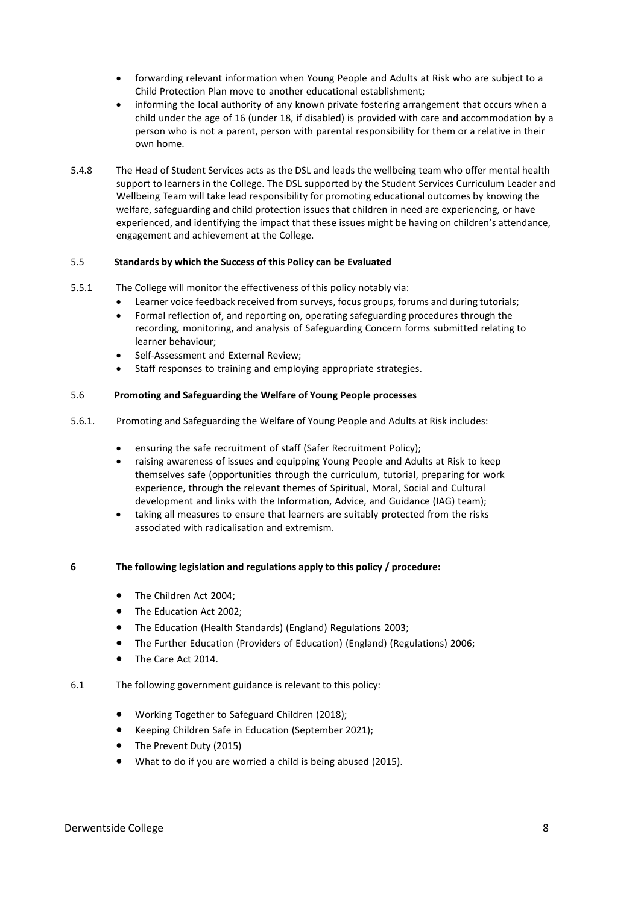- forwarding relevant information when Young People and Adults at Risk who are subject to a Child Protection Plan move to another educational establishment;
- informing the local authority of any known private fostering arrangement that occurs when a child under the age of 16 (under 18, if disabled) is provided with care and accommodation by a person who is not a parent, person with parental responsibility for them or a relative in their own home.

5.4.8 The Head of Student Services acts as the DSL and leads the wellbeing team who offer mental health support to learners in the College. The DSL supported by the Student Services Curriculum Leader and Wellbeing Team will take lead responsibility for promoting educational outcomes by knowing the welfare, safeguarding and child protection issues that children in need are experiencing, or have experienced, and identifying the impact that these issues might be having on children's attendance, engagement and achievement at the College.

### 5.5 Standards by which the Success of this Policy can be Evaluated

5.5.1 The College will monitor the effectiveness of this policy notably via:

- Learner voice feedback received from surveys, focus groups, forums and during tutorials;
- Formal reflection of, and reporting on, operating safeguarding procedures through the recording, monitoring, and analysis of Safeguarding Concern forms submitted relating to learner behaviour;
- Self-Assessment and External Review;
- Staff responses to training and employing appropriate strategies.

### 5.6 Promoting and Safeguarding the Welfare of Young People processes

5.6.1. Promoting and Safeguarding the Welfare of Young People and Adults at Risk includes:

- ensuring the safe recruitment of staff (Safer Recruitment Policy);
- raising awareness of issues and equipping Young People and Adults at Risk to keep themselves safe (opportunities through the curriculum, tutorial, preparing for work experience, through the relevant themes of Spiritual, Moral, Social and Cultural development and links with the Information, Advice, and Guidance (IAG) team);
- taking all measures to ensure that learners are suitably protected from the risks associated with radicalisation and extremism.

## 6 The following legislation and regulations apply to this policy / procedure:

- The Children Act 2004;
- The Education Act 2002;
- The Education (Health Standards) (England) Regulations 2003;
- The Further Education (Providers of Education) (England) (Regulations) 2006;
- The Care Act 2014.

6.1 The following government guidance is relevant to this policy:

- Working Together to Safeguard Children (2018);
- Keeping Children Safe in Education (September 2021);
- The Prevent Duty (2015)
- What to do if you are worried a child is being abused (2015).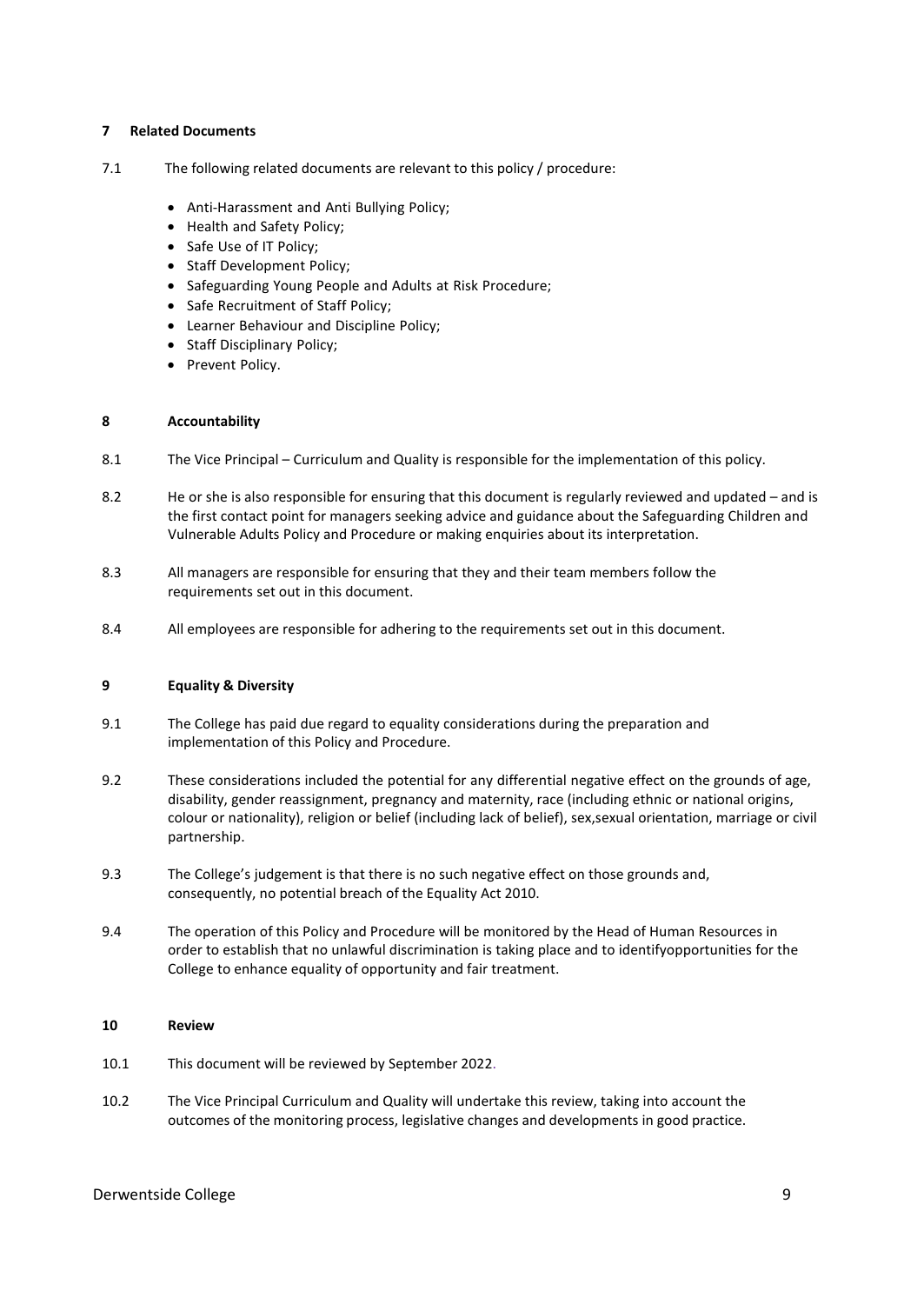## 7 Related Documents

7.1 The following related documents are relevant to this policy / procedure:

- Anti-Harassment and Anti Bullying Policy;
- Health and Safety Policy;
- Safe Use of IT Policy;
- Staff Development Policy;
- Safeguarding Young People and Adults at Risk Procedure;
- Safe Recruitment of Staff Policy;
- Learner Behaviour and Discipline Policy;
- Staff Disciplinary Policy;
- Prevent Policy.

## 8 Accountability

8.1 The Vice Principal – Curriculum and Quality is responsible for the implementation of this policy.

8.2 He or she is also responsible for ensuring that this document is regularly reviewed and updated – and is the first contact point for managers seeking advice and guidance about the Safeguarding Children and Vulnerable Adults Policy and Procedure or making enquiries about its interpretation.

8.3 All managers are responsible for ensuring that they and their team members follow the requirements set out in this document.

8.4 All employees are responsible for adhering to the requirements set out in this document.

## 9 Equality & Diversity

9.1 The College has paid due regard to equality considerations during the preparation and implementation of this Policy and Procedure.

9.2 These considerations included the potential for any differential negative effect on the grounds of age, disability, gender reassignment, pregnancy and maternity, race (including ethnic or national origins, colour or nationality), religion or belief (including lack of belief), sex,sexual orientation, marriage or civil partnership.

9.3 The College's judgement is that there is no such negative effect on those grounds and, consequently, no potential breach of the Equality Act 2010.

9.4 The operation of this Policy and Procedure will be monitored by the Head of Human Resources in order to establish that no unlawful discrimination is taking place and to identifyopportunities for the College to enhance equality of opportunity and fair treatment.

## 10 Review

10.1 This document will be reviewed by September 2022.

10.2 The Vice Principal Curriculum and Quality will undertake this review, taking into account the outcomes of the monitoring process, legislative changes and developments in good practice.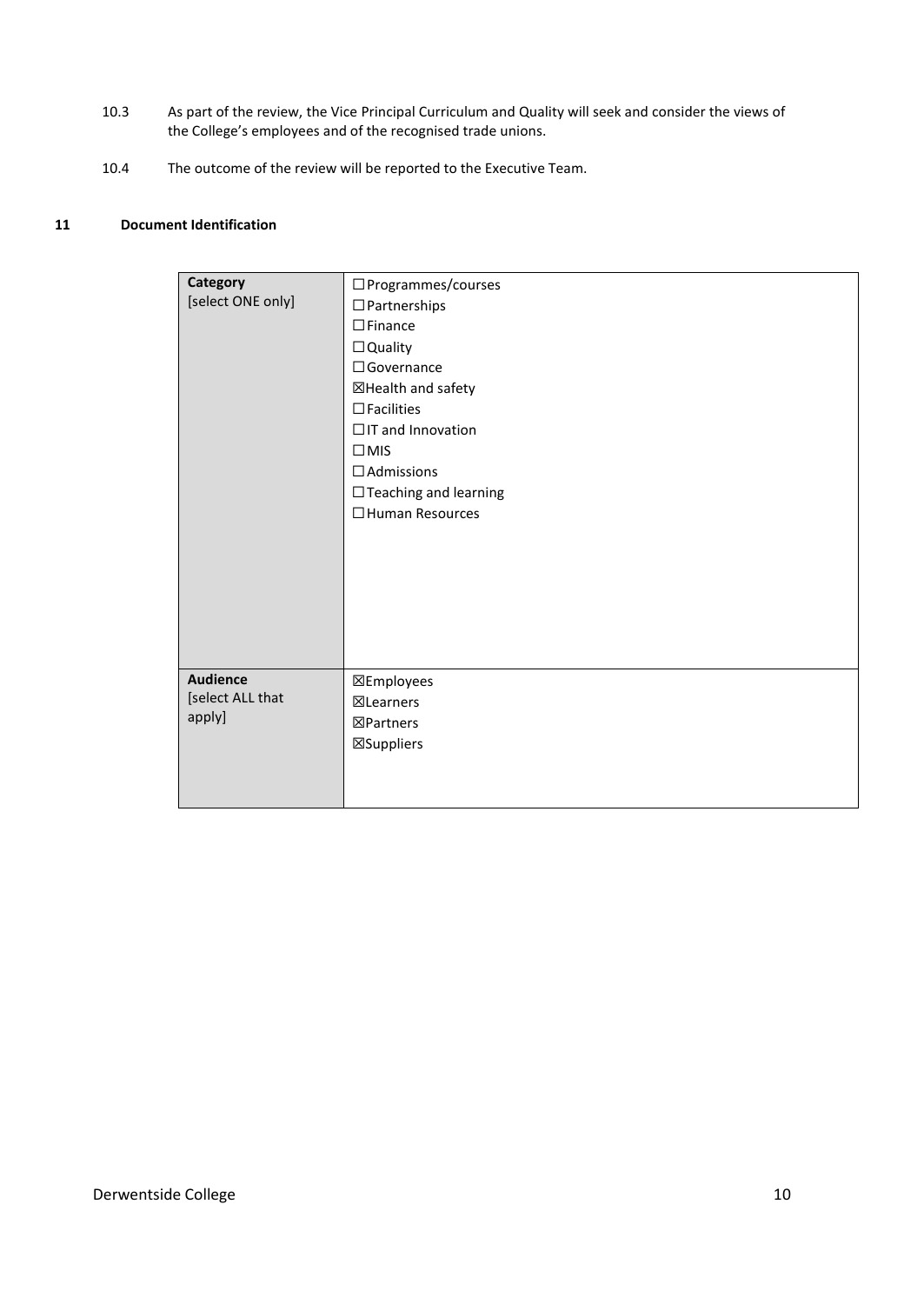10.3 As part of the review, the Vice Principal Curriculum and Quality will seek and consider the views of the College's employees and of the recognised trade unions.

10.4 The outcome of the review will be reported to the Executive Team.

## 11 Document Identification

| | |
|---|---|
| **Category** [select ONE only] | ☐Programmes/courses<br>☐Partnerships<br>☐Finance<br>☐Quality<br>☐Governance<br>☒Health and safety<br>☐Facilities<br>☐IT and Innovation<br>☐MIS<br>☐Admissions<br>☐Teaching and learning<br>☐Human Resources |
| **Audience** [select ALL that apply] | ☒Employees<br>☒Learners<br>☒Partners<br>☒Suppliers |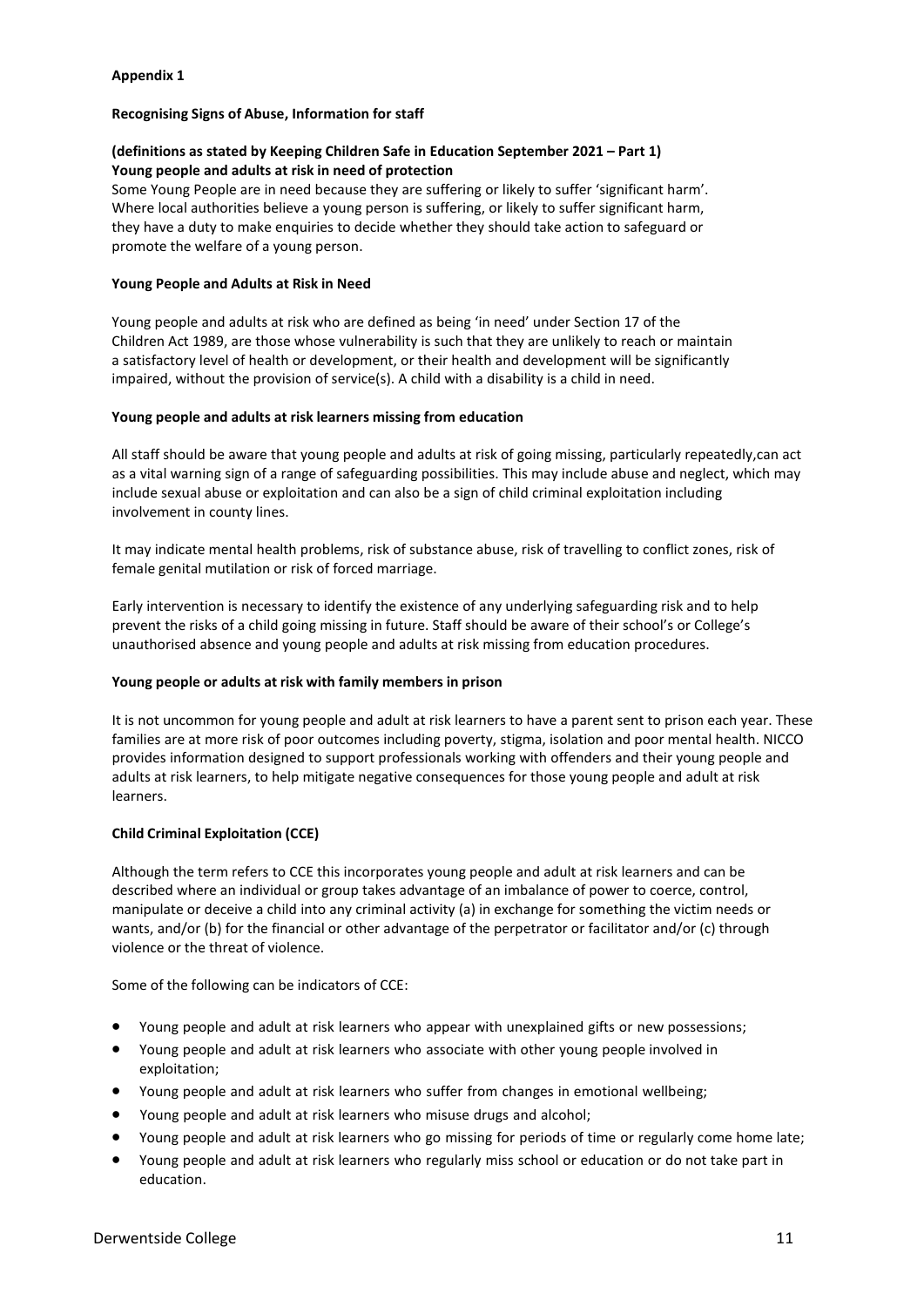**Appendix 1**

**Recognising Signs of Abuse, Information for staff**

**(definitions as stated by Keeping Children Safe in Education September 2021 – Part 1)**
**Young people and adults at risk in need of protection**

Some Young People are in need because they are suffering or likely to suffer 'significant harm'. Where local authorities believe a young person is suffering, or likely to suffer significant harm, they have a duty to make enquiries to decide whether they should take action to safeguard or promote the welfare of a young person.

**Young People and Adults at Risk in Need**

Young people and adults at risk who are defined as being 'in need' under Section 17 of the Children Act 1989, are those whose vulnerability is such that they are unlikely to reach or maintain a satisfactory level of health or development, or their health and development will be significantly impaired, without the provision of service(s). A child with a disability is a child in need.

**Young people and adults at risk learners missing from education**

All staff should be aware that young people and adults at risk of going missing, particularly repeatedly,can act as a vital warning sign of a range of safeguarding possibilities. This may include abuse and neglect, which may include sexual abuse or exploitation and can also be a sign of child criminal exploitation including involvement in county lines.

It may indicate mental health problems, risk of substance abuse, risk of travelling to conflict zones, risk of female genital mutilation or risk of forced marriage.

Early intervention is necessary to identify the existence of any underlying safeguarding risk and to help prevent the risks of a child going missing in future. Staff should be aware of their school's or College's unauthorised absence and young people and adults at risk missing from education procedures.

**Young people or adults at risk with family members in prison**

It is not uncommon for young people and adult at risk learners to have a parent sent to prison each year. These families are at more risk of poor outcomes including poverty, stigma, isolation and poor mental health. NICCO provides information designed to support professionals working with offenders and their young people and adults at risk learners, to help mitigate negative consequences for those young people and adult at risk learners.

**Child Criminal Exploitation (CCE)**

Although the term refers to CCE this incorporates young people and adult at risk learners and can be described where an individual or group takes advantage of an imbalance of power to coerce, control, manipulate or deceive a child into any criminal activity (a) in exchange for something the victim needs or wants, and/or (b) for the financial or other advantage of the perpetrator or facilitator and/or (c) through violence or the threat of violence.

Some of the following can be indicators of CCE:

- Young people and adult at risk learners who appear with unexplained gifts or new possessions;
- Young people and adult at risk learners who associate with other young people involved in exploitation;
- Young people and adult at risk learners who suffer from changes in emotional wellbeing;
- Young people and adult at risk learners who misuse drugs and alcohol;
- Young people and adult at risk learners who go missing for periods of time or regularly come home late;
- Young people and adult at risk learners who regularly miss school or education or do not take part in education.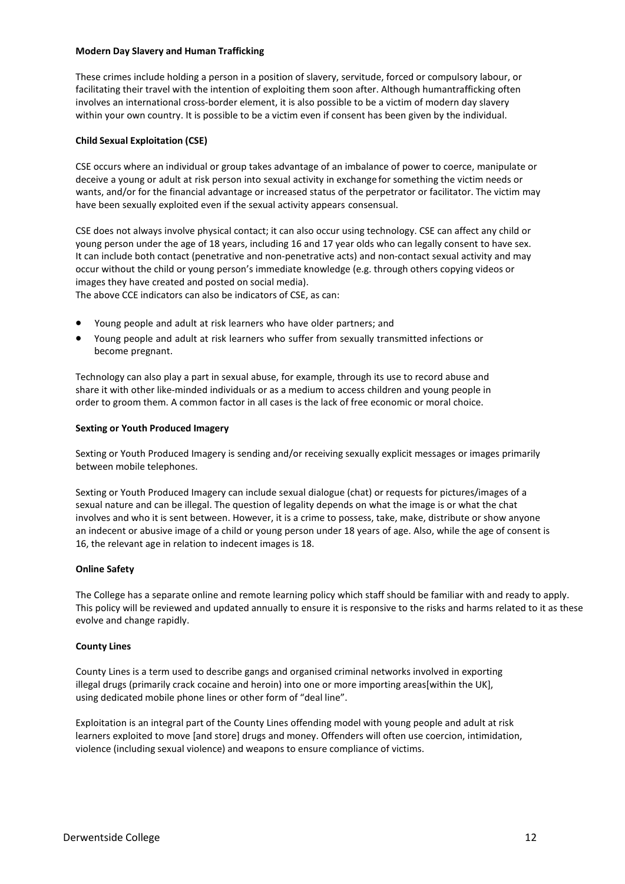**Modern Day Slavery and Human Trafficking**

These crimes include holding a person in a position of slavery, servitude, forced or compulsory labour, or facilitating their travel with the intention of exploiting them soon after. Although humantrafficking often involves an international cross-border element, it is also possible to be a victim of modern day slavery within your own country. It is possible to be a victim even if consent has been given by the individual.

**Child Sexual Exploitation (CSE)**

CSE occurs where an individual or group takes advantage of an imbalance of power to coerce, manipulate or deceive a young or adult at risk person into sexual activity in exchange for something the victim needs or wants, and/or for the financial advantage or increased status of the perpetrator or facilitator. The victim may have been sexually exploited even if the sexual activity appears consensual.

CSE does not always involve physical contact; it can also occur using technology. CSE can affect any child or young person under the age of 18 years, including 16 and 17 year olds who can legally consent to have sex. It can include both contact (penetrative and non-penetrative acts) and non-contact sexual activity and may occur without the child or young person's immediate knowledge (e.g. through others copying videos or images they have created and posted on social media).
The above CCE indicators can also be indicators of CSE, as can:

- Young people and adult at risk learners who have older partners; and
- Young people and adult at risk learners who suffer from sexually transmitted infections or become pregnant.

Technology can also play a part in sexual abuse, for example, through its use to record abuse and share it with other like-minded individuals or as a medium to access children and young people in order to groom them. A common factor in all cases is the lack of free economic or moral choice.

**Sexting or Youth Produced Imagery**

Sexting or Youth Produced Imagery is sending and/or receiving sexually explicit messages or images primarily between mobile telephones.

Sexting or Youth Produced Imagery can include sexual dialogue (chat) or requests for pictures/images of a sexual nature and can be illegal. The question of legality depends on what the image is or what the chat involves and who it is sent between. However, it is a crime to possess, take, make, distribute or show anyone an indecent or abusive image of a child or young person under 18 years of age. Also, while the age of consent is 16, the relevant age in relation to indecent images is 18.

**Online Safety**

The College has a separate online and remote learning policy which staff should be familiar with and ready to apply. This policy will be reviewed and updated annually to ensure it is responsive to the risks and harms related to it as these evolve and change rapidly.

**County Lines**

County Lines is a term used to describe gangs and organised criminal networks involved in exporting illegal drugs (primarily crack cocaine and heroin) into one or more importing areas[within the UK], using dedicated mobile phone lines or other form of "deal line".

Exploitation is an integral part of the County Lines offending model with young people and adult at risk learners exploited to move [and store] drugs and money. Offenders will often use coercion, intimidation, violence (including sexual violence) and weapons to ensure compliance of victims.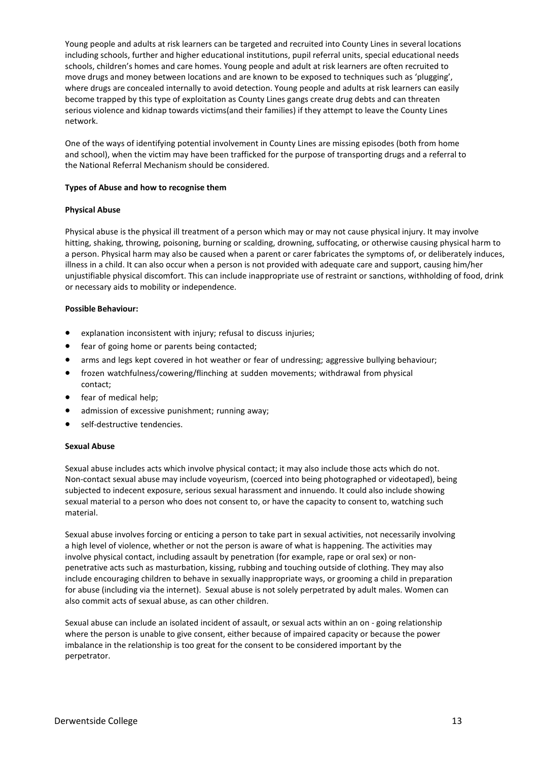Young people and adults at risk learners can be targeted and recruited into County Lines in several locations including schools, further and higher educational institutions, pupil referral units, special educational needs schools, children's homes and care homes. Young people and adult at risk learners are often recruited to move drugs and money between locations and are known to be exposed to techniques such as 'plugging', where drugs are concealed internally to avoid detection. Young people and adults at risk learners can easily become trapped by this type of exploitation as County Lines gangs create drug debts and can threaten serious violence and kidnap towards victims(and their families) if they attempt to leave the County Lines network.

One of the ways of identifying potential involvement in County Lines are missing episodes (both from home and school), when the victim may have been trafficked for the purpose of transporting drugs and a referral to the National Referral Mechanism should be considered.

**Types of Abuse and how to recognise them**

**Physical Abuse**

Physical abuse is the physical ill treatment of a person which may or may not cause physical injury. It may involve hitting, shaking, throwing, poisoning, burning or scalding, drowning, suffocating, or otherwise causing physical harm to a person. Physical harm may also be caused when a parent or carer fabricates the symptoms of, or deliberately induces, illness in a child. It can also occur when a person is not provided with adequate care and support, causing him/her unjustifiable physical discomfort. This can include inappropriate use of restraint or sanctions, withholding of food, drink or necessary aids to mobility or independence.

**Possible Behaviour:**

- explanation inconsistent with injury; refusal to discuss injuries;
- fear of going home or parents being contacted;
- arms and legs kept covered in hot weather or fear of undressing; aggressive bullying behaviour;
- frozen watchfulness/cowering/flinching at sudden movements; withdrawal from physical contact;
- fear of medical help;
- admission of excessive punishment; running away;
- self-destructive tendencies.

**Sexual Abuse**

Sexual abuse includes acts which involve physical contact; it may also include those acts which do not. Non-contact sexual abuse may include voyeurism, (coerced into being photographed or videotaped), being subjected to indecent exposure, serious sexual harassment and innuendo. It could also include showing sexual material to a person who does not consent to, or have the capacity to consent to, watching such material.

Sexual abuse involves forcing or enticing a person to take part in sexual activities, not necessarily involving a high level of violence, whether or not the person is aware of what is happening. The activities may involve physical contact, including assault by penetration (for example, rape or oral sex) or non-penetrative acts such as masturbation, kissing, rubbing and touching outside of clothing. They may also include encouraging children to behave in sexually inappropriate ways, or grooming a child in preparation for abuse (including via the internet). Sexual abuse is not solely perpetrated by adult males. Women can also commit acts of sexual abuse, as can other children.

Sexual abuse can include an isolated incident of assault, or sexual acts within an on - going relationship where the person is unable to give consent, either because of impaired capacity or because the power imbalance in the relationship is too great for the consent to be considered important by the perpetrator.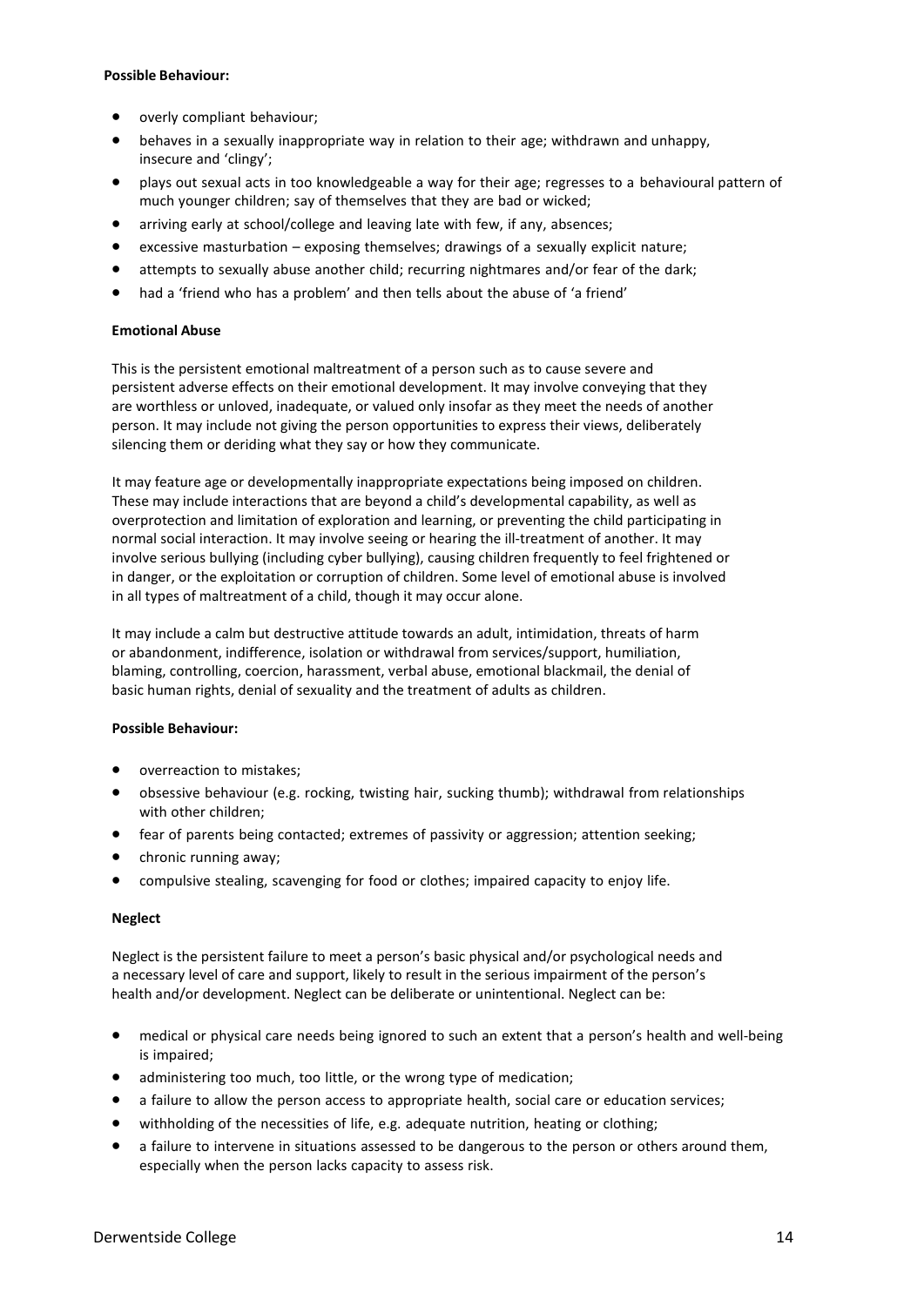**Possible Behaviour:**

- overly compliant behaviour;
- behaves in a sexually inappropriate way in relation to their age; withdrawn and unhappy, insecure and 'clingy';
- plays out sexual acts in too knowledgeable a way for their age; regresses to a behavioural pattern of much younger children; say of themselves that they are bad or wicked;
- arriving early at school/college and leaving late with few, if any, absences;
- excessive masturbation – exposing themselves; drawings of a sexually explicit nature;
- attempts to sexually abuse another child; recurring nightmares and/or fear of the dark;
- had a 'friend who has a problem' and then tells about the abuse of 'a friend'

**Emotional Abuse**

This is the persistent emotional maltreatment of a person such as to cause severe and persistent adverse effects on their emotional development. It may involve conveying that they are worthless or unloved, inadequate, or valued only insofar as they meet the needs of another person. It may include not giving the person opportunities to express their views, deliberately silencing them or deriding what they say or how they communicate.

It may feature age or developmentally inappropriate expectations being imposed on children. These may include interactions that are beyond a child's developmental capability, as well as overprotection and limitation of exploration and learning, or preventing the child participating in normal social interaction. It may involve seeing or hearing the ill-treatment of another. It may involve serious bullying (including cyber bullying), causing children frequently to feel frightened or in danger, or the exploitation or corruption of children. Some level of emotional abuse is involved in all types of maltreatment of a child, though it may occur alone.

It may include a calm but destructive attitude towards an adult, intimidation, threats of harm or abandonment, indifference, isolation or withdrawal from services/support, humiliation, blaming, controlling, coercion, harassment, verbal abuse, emotional blackmail, the denial of basic human rights, denial of sexuality and the treatment of adults as children.

**Possible Behaviour:**

- overreaction to mistakes;
- obsessive behaviour (e.g. rocking, twisting hair, sucking thumb); withdrawal from relationships with other children;
- fear of parents being contacted; extremes of passivity or aggression; attention seeking;
- chronic running away;
- compulsive stealing, scavenging for food or clothes; impaired capacity to enjoy life.

**Neglect**

Neglect is the persistent failure to meet a person's basic physical and/or psychological needs and a necessary level of care and support, likely to result in the serious impairment of the person's health and/or development. Neglect can be deliberate or unintentional. Neglect can be:

- medical or physical care needs being ignored to such an extent that a person's health and well-being is impaired;
- administering too much, too little, or the wrong type of medication;
- a failure to allow the person access to appropriate health, social care or education services;
- withholding of the necessities of life, e.g. adequate nutrition, heating or clothing;
- a failure to intervene in situations assessed to be dangerous to the person or others around them, especially when the person lacks capacity to assess risk.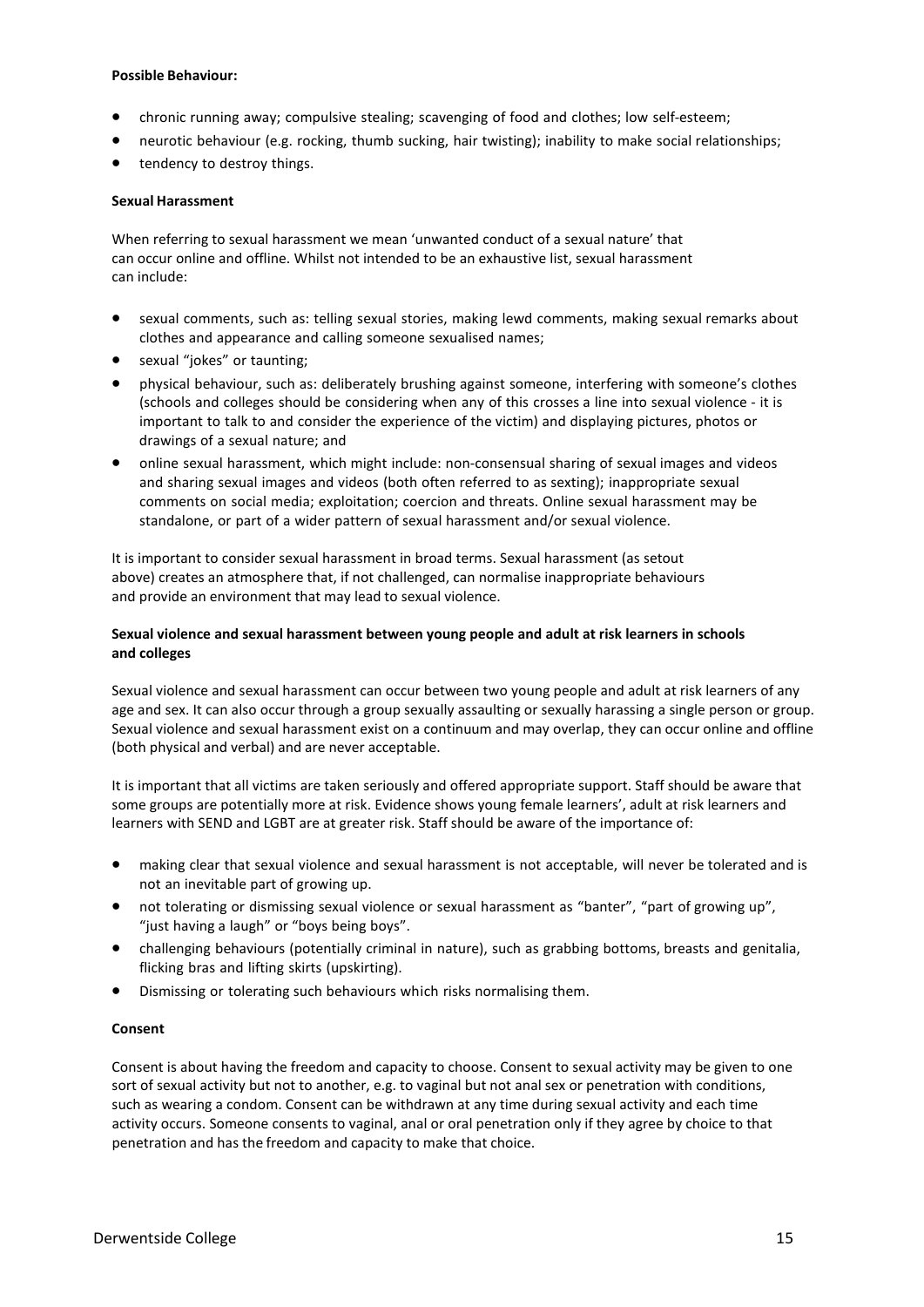**Possible Behaviour:**

- chronic running away; compulsive stealing; scavenging of food and clothes; low self-esteem;
- neurotic behaviour (e.g. rocking, thumb sucking, hair twisting); inability to make social relationships;
- tendency to destroy things.

**Sexual Harassment**

When referring to sexual harassment we mean 'unwanted conduct of a sexual nature' that can occur online and offline. Whilst not intended to be an exhaustive list, sexual harassment can include:

- sexual comments, such as: telling sexual stories, making lewd comments, making sexual remarks about clothes and appearance and calling someone sexualised names;
- sexual "jokes" or taunting;
- physical behaviour, such as: deliberately brushing against someone, interfering with someone's clothes (schools and colleges should be considering when any of this crosses a line into sexual violence - it is important to talk to and consider the experience of the victim) and displaying pictures, photos or drawings of a sexual nature; and
- online sexual harassment, which might include: non-consensual sharing of sexual images and videos and sharing sexual images and videos (both often referred to as sexting); inappropriate sexual comments on social media; exploitation; coercion and threats. Online sexual harassment may be standalone, or part of a wider pattern of sexual harassment and/or sexual violence.

It is important to consider sexual harassment in broad terms. Sexual harassment (as setout above) creates an atmosphere that, if not challenged, can normalise inappropriate behaviours and provide an environment that may lead to sexual violence.

**Sexual violence and sexual harassment between young people and adult at risk learners in schools and colleges**

Sexual violence and sexual harassment can occur between two young people and adult at risk learners of any age and sex. It can also occur through a group sexually assaulting or sexually harassing a single person or group. Sexual violence and sexual harassment exist on a continuum and may overlap, they can occur online and offline (both physical and verbal) and are never acceptable.

It is important that all victims are taken seriously and offered appropriate support. Staff should be aware that some groups are potentially more at risk. Evidence shows young female learners', adult at risk learners and learners with SEND and LGBT are at greater risk. Staff should be aware of the importance of:

- making clear that sexual violence and sexual harassment is not acceptable, will never be tolerated and is not an inevitable part of growing up.
- not tolerating or dismissing sexual violence or sexual harassment as "banter", "part of growing up", "just having a laugh" or "boys being boys".
- challenging behaviours (potentially criminal in nature), such as grabbing bottoms, breasts and genitalia, flicking bras and lifting skirts (upskirting).
- Dismissing or tolerating such behaviours which risks normalising them.

**Consent**

Consent is about having the freedom and capacity to choose. Consent to sexual activity may be given to one sort of sexual activity but not to another, e.g. to vaginal but not anal sex or penetration with conditions, such as wearing a condom. Consent can be withdrawn at any time during sexual activity and each time activity occurs. Someone consents to vaginal, anal or oral penetration only if they agree by choice to that penetration and has the freedom and capacity to make that choice.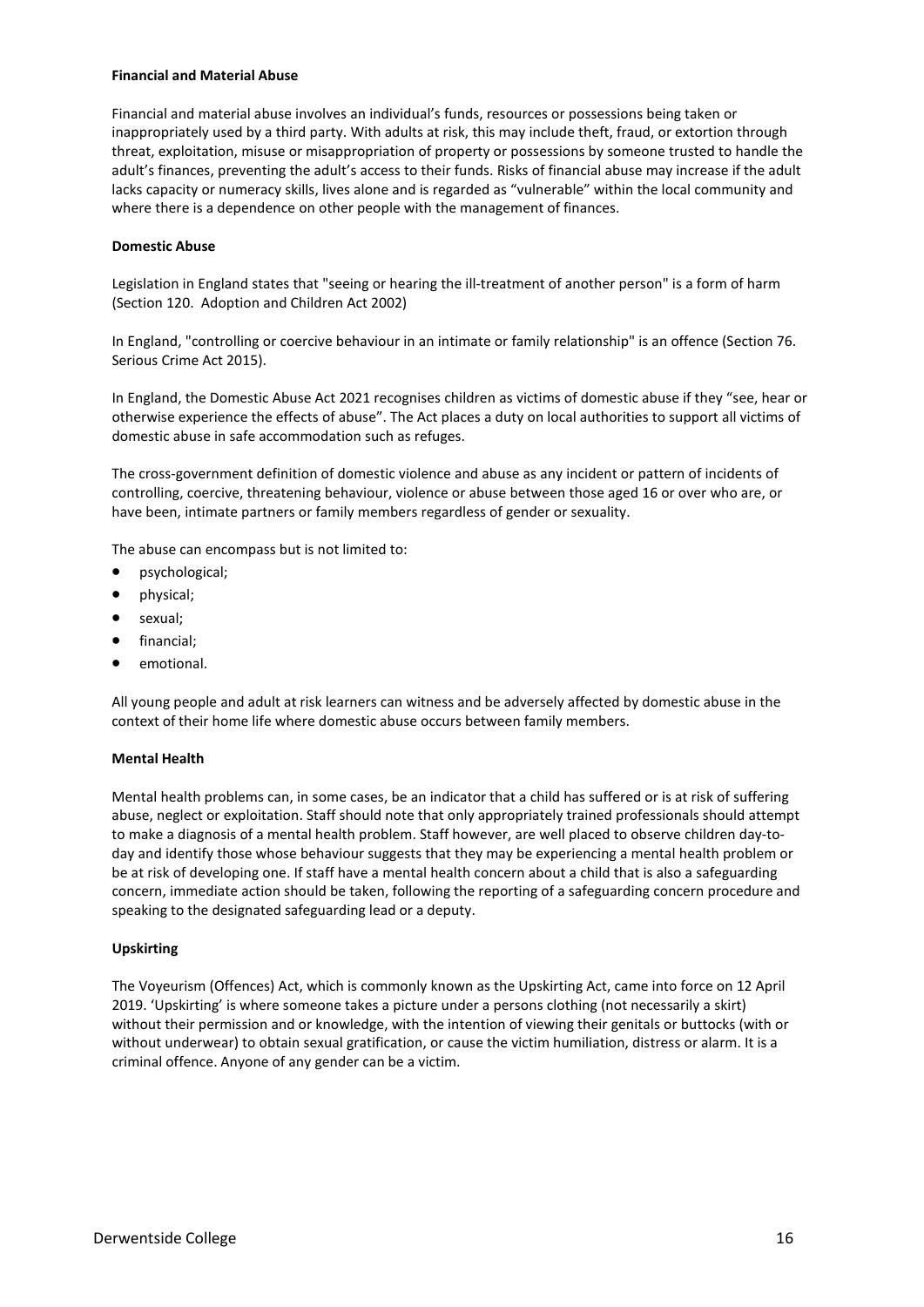**Financial and Material Abuse**

Financial and material abuse involves an individual's funds, resources or possessions being taken or inappropriately used by a third party. With adults at risk, this may include theft, fraud, or extortion through threat, exploitation, misuse or misappropriation of property or possessions by someone trusted to handle the adult's finances, preventing the adult's access to their funds. Risks of financial abuse may increase if the adult lacks capacity or numeracy skills, lives alone and is regarded as "vulnerable" within the local community and where there is a dependence on other people with the management of finances.

**Domestic Abuse**

Legislation in England states that "seeing or hearing the ill-treatment of another person" is a form of harm (Section 120. Adoption and Children Act 2002)

In England, "controlling or coercive behaviour in an intimate or family relationship" is an offence (Section 76. Serious Crime Act 2015).

In England, the Domestic Abuse Act 2021 recognises children as victims of domestic abuse if they "see, hear or otherwise experience the effects of abuse". The Act places a duty on local authorities to support all victims of domestic abuse in safe accommodation such as refuges.

The cross-government definition of domestic violence and abuse as any incident or pattern of incidents of controlling, coercive, threatening behaviour, violence or abuse between those aged 16 or over who are, or have been, intimate partners or family members regardless of gender or sexuality.

The abuse can encompass but is not limited to:

- psychological;
- physical;
- sexual;
- financial;
- emotional.

All young people and adult at risk learners can witness and be adversely affected by domestic abuse in the context of their home life where domestic abuse occurs between family members.

**Mental Health**

Mental health problems can, in some cases, be an indicator that a child has suffered or is at risk of suffering abuse, neglect or exploitation. Staff should note that only appropriately trained professionals should attempt to make a diagnosis of a mental health problem. Staff however, are well placed to observe children day-to-day and identify those whose behaviour suggests that they may be experiencing a mental health problem or be at risk of developing one. If staff have a mental health concern about a child that is also a safeguarding concern, immediate action should be taken, following the reporting of a safeguarding concern procedure and speaking to the designated safeguarding lead or a deputy.

**Upskirting**

The Voyeurism (Offences) Act, which is commonly known as the Upskirting Act, came into force on 12 April 2019. 'Upskirting' is where someone takes a picture under a persons clothing (not necessarily a skirt) without their permission and or knowledge, with the intention of viewing their genitals or buttocks (with or without underwear) to obtain sexual gratification, or cause the victim humiliation, distress or alarm. It is a criminal offence. Anyone of any gender can be a victim.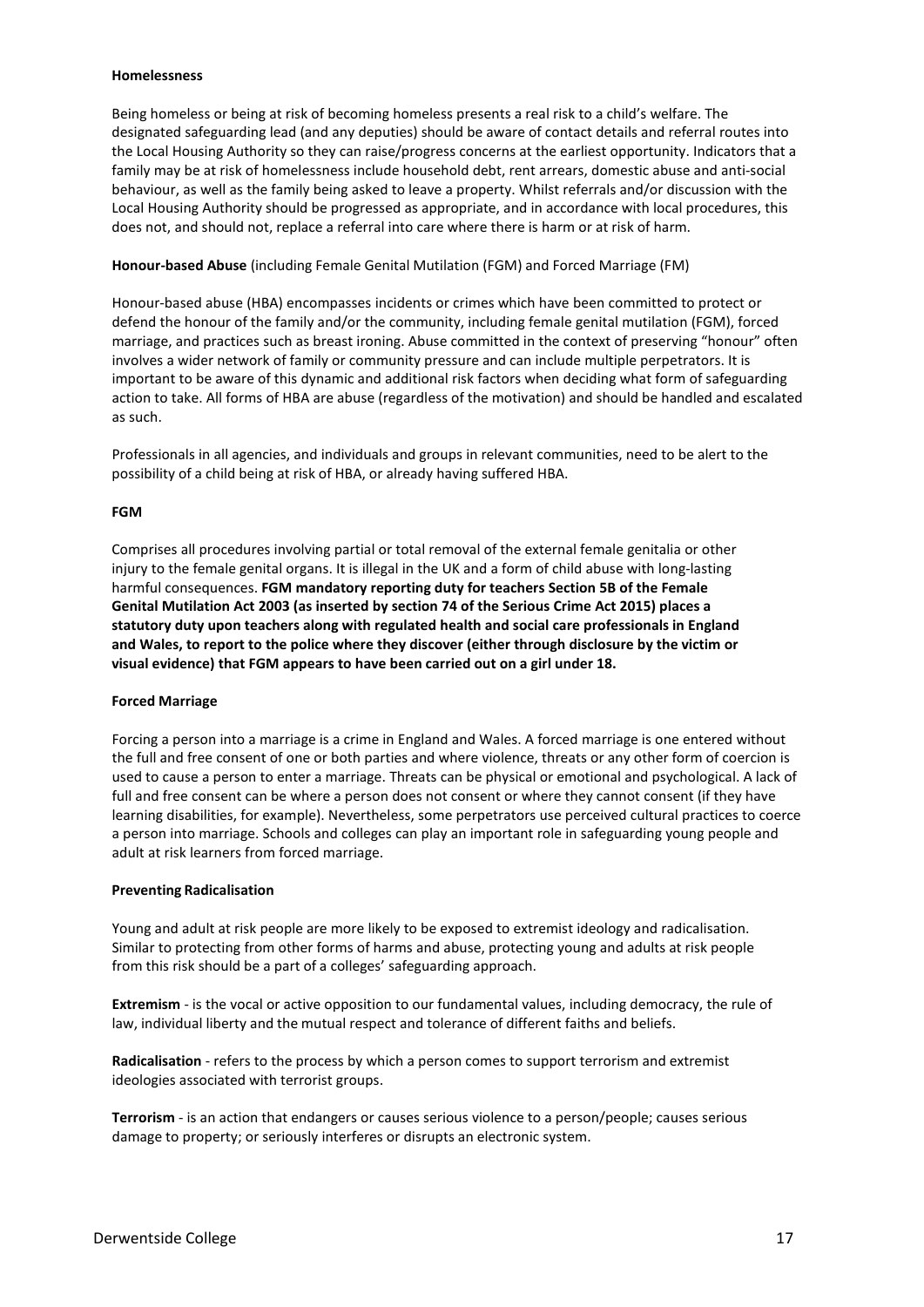**Homelessness**

Being homeless or being at risk of becoming homeless presents a real risk to a child's welfare. The designated safeguarding lead (and any deputies) should be aware of contact details and referral routes into the Local Housing Authority so they can raise/progress concerns at the earliest opportunity. Indicators that a family may be at risk of homelessness include household debt, rent arrears, domestic abuse and anti-social behaviour, as well as the family being asked to leave a property. Whilst referrals and/or discussion with the Local Housing Authority should be progressed as appropriate, and in accordance with local procedures, this does not, and should not, replace a referral into care where there is harm or at risk of harm.

**Honour-based Abuse** (including Female Genital Mutilation (FGM) and Forced Marriage (FM)

Honour-based abuse (HBA) encompasses incidents or crimes which have been committed to protect or defend the honour of the family and/or the community, including female genital mutilation (FGM), forced marriage, and practices such as breast ironing. Abuse committed in the context of preserving "honour" often involves a wider network of family or community pressure and can include multiple perpetrators. It is important to be aware of this dynamic and additional risk factors when deciding what form of safeguarding action to take. All forms of HBA are abuse (regardless of the motivation) and should be handled and escalated as such.

Professionals in all agencies, and individuals and groups in relevant communities, need to be alert to the possibility of a child being at risk of HBA, or already having suffered HBA.

**FGM**

Comprises all procedures involving partial or total removal of the external female genitalia or other injury to the female genital organs. It is illegal in the UK and a form of child abuse with long-lasting harmful consequences. **FGM mandatory reporting duty for teachers Section 5B of the Female Genital Mutilation Act 2003 (as inserted by section 74 of the Serious Crime Act 2015) places a statutory duty upon teachers along with regulated health and social care professionals in England and Wales, to report to the police where they discover (either through disclosure by the victim or visual evidence) that FGM appears to have been carried out on a girl under 18.**

**Forced Marriage**

Forcing a person into a marriage is a crime in England and Wales. A forced marriage is one entered without the full and free consent of one or both parties and where violence, threats or any other form of coercion is used to cause a person to enter a marriage. Threats can be physical or emotional and psychological. A lack of full and free consent can be where a person does not consent or where they cannot consent (if they have learning disabilities, for example). Nevertheless, some perpetrators use perceived cultural practices to coerce a person into marriage. Schools and colleges can play an important role in safeguarding young people and adult at risk learners from forced marriage.

**Preventing Radicalisation**

Young and adult at risk people are more likely to be exposed to extremist ideology and radicalisation. Similar to protecting from other forms of harms and abuse, protecting young and adults at risk people from this risk should be a part of a colleges' safeguarding approach.

**Extremism** - is the vocal or active opposition to our fundamental values, including democracy, the rule of law, individual liberty and the mutual respect and tolerance of different faiths and beliefs.

**Radicalisation** - refers to the process by which a person comes to support terrorism and extremist ideologies associated with terrorist groups.

**Terrorism** - is an action that endangers or causes serious violence to a person/people; causes serious damage to property; or seriously interferes or disrupts an electronic system.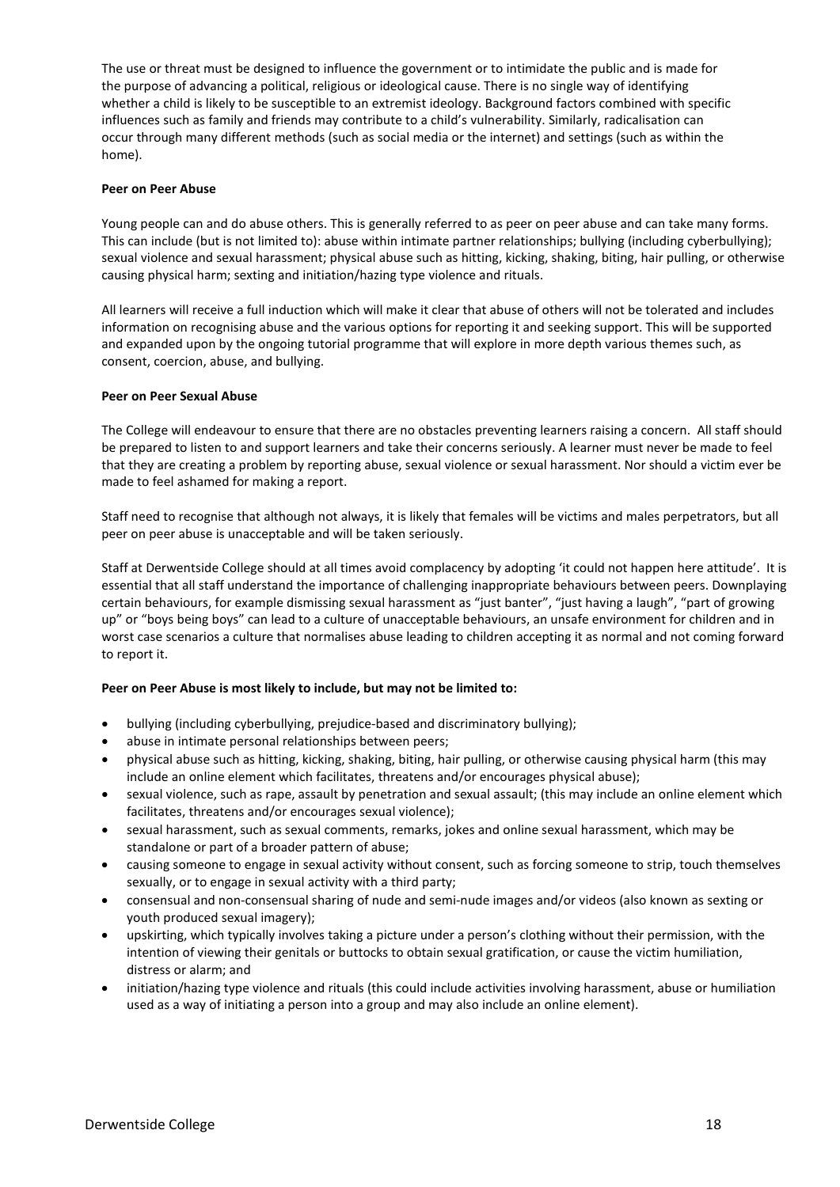The use or threat must be designed to influence the government or to intimidate the public and is made for the purpose of advancing a political, religious or ideological cause. There is no single way of identifying whether a child is likely to be susceptible to an extremist ideology. Background factors combined with specific influences such as family and friends may contribute to a child's vulnerability. Similarly, radicalisation can occur through many different methods (such as social media or the internet) and settings (such as within the home).

**Peer on Peer Abuse**

Young people can and do abuse others. This is generally referred to as peer on peer abuse and can take many forms. This can include (but is not limited to): abuse within intimate partner relationships; bullying (including cyberbullying); sexual violence and sexual harassment; physical abuse such as hitting, kicking, shaking, biting, hair pulling, or otherwise causing physical harm; sexting and initiation/hazing type violence and rituals.

All learners will receive a full induction which will make it clear that abuse of others will not be tolerated and includes information on recognising abuse and the various options for reporting it and seeking support. This will be supported and expanded upon by the ongoing tutorial programme that will explore in more depth various themes such, as consent, coercion, abuse, and bullying.

**Peer on Peer Sexual Abuse**

The College will endeavour to ensure that there are no obstacles preventing learners raising a concern. All staff should be prepared to listen to and support learners and take their concerns seriously. A learner must never be made to feel that they are creating a problem by reporting abuse, sexual violence or sexual harassment. Nor should a victim ever be made to feel ashamed for making a report.

Staff need to recognise that although not always, it is likely that females will be victims and males perpetrators, but all peer on peer abuse is unacceptable and will be taken seriously.

Staff at Derwentside College should at all times avoid complacency by adopting 'it could not happen here attitude'. It is essential that all staff understand the importance of challenging inappropriate behaviours between peers. Downplaying certain behaviours, for example dismissing sexual harassment as "just banter", "just having a laugh", "part of growing up" or "boys being boys" can lead to a culture of unacceptable behaviours, an unsafe environment for children and in worst case scenarios a culture that normalises abuse leading to children accepting it as normal and not coming forward to report it.

**Peer on Peer Abuse is most likely to include, but may not be limited to:**

- bullying (including cyberbullying, prejudice-based and discriminatory bullying);
- abuse in intimate personal relationships between peers;
- physical abuse such as hitting, kicking, shaking, biting, hair pulling, or otherwise causing physical harm (this may include an online element which facilitates, threatens and/or encourages physical abuse);
- sexual violence, such as rape, assault by penetration and sexual assault; (this may include an online element which facilitates, threatens and/or encourages sexual violence);
- sexual harassment, such as sexual comments, remarks, jokes and online sexual harassment, which may be standalone or part of a broader pattern of abuse;
- causing someone to engage in sexual activity without consent, such as forcing someone to strip, touch themselves sexually, or to engage in sexual activity with a third party;
- consensual and non-consensual sharing of nude and semi-nude images and/or videos (also known as sexting or youth produced sexual imagery);
- upskirting, which typically involves taking a picture under a person's clothing without their permission, with the intention of viewing their genitals or buttocks to obtain sexual gratification, or cause the victim humiliation, distress or alarm; and
- initiation/hazing type violence and rituals (this could include activities involving harassment, abuse or humiliation used as a way of initiating a person into a group and may also include an online element).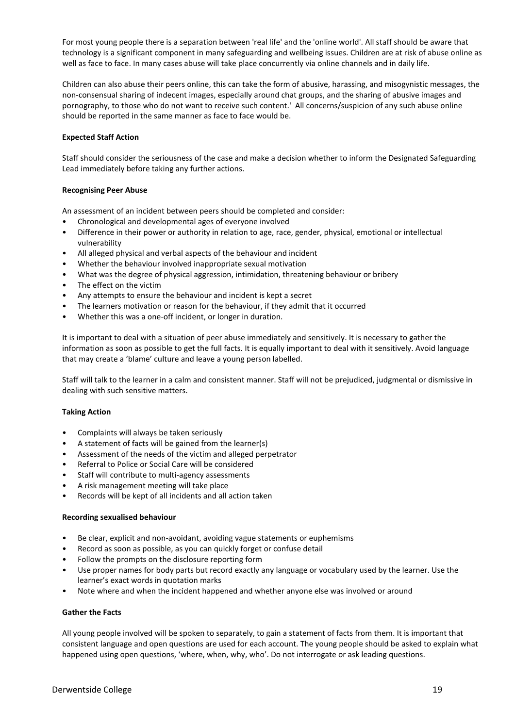For most young people there is a separation between 'real life' and the 'online world'. All staff should be aware that technology is a significant component in many safeguarding and wellbeing issues. Children are at risk of abuse online as well as face to face. In many cases abuse will take place concurrently via online channels and in daily life.

Children can also abuse their peers online, this can take the form of abusive, harassing, and misogynistic messages, the non-consensual sharing of indecent images, especially around chat groups, and the sharing of abusive images and pornography, to those who do not want to receive such content.' All concerns/suspicion of any such abuse online should be reported in the same manner as face to face would be.

**Expected Staff Action**

Staff should consider the seriousness of the case and make a decision whether to inform the Designated Safeguarding Lead immediately before taking any further actions.

**Recognising Peer Abuse**

An assessment of an incident between peers should be completed and consider:

- Chronological and developmental ages of everyone involved
- Difference in their power or authority in relation to age, race, gender, physical, emotional or intellectual vulnerability
- All alleged physical and verbal aspects of the behaviour and incident
- Whether the behaviour involved inappropriate sexual motivation
- What was the degree of physical aggression, intimidation, threatening behaviour or bribery
- The effect on the victim
- Any attempts to ensure the behaviour and incident is kept a secret
- The learners motivation or reason for the behaviour, if they admit that it occurred
- Whether this was a one-off incident, or longer in duration.

It is important to deal with a situation of peer abuse immediately and sensitively. It is necessary to gather the information as soon as possible to get the full facts. It is equally important to deal with it sensitively. Avoid language that may create a 'blame' culture and leave a young person labelled.

Staff will talk to the learner in a calm and consistent manner. Staff will not be prejudiced, judgmental or dismissive in dealing with such sensitive matters.

**Taking Action**

- Complaints will always be taken seriously
- A statement of facts will be gained from the learner(s)
- Assessment of the needs of the victim and alleged perpetrator
- Referral to Police or Social Care will be considered
- Staff will contribute to multi-agency assessments
- A risk management meeting will take place
- Records will be kept of all incidents and all action taken

**Recording sexualised behaviour**

- Be clear, explicit and non-avoidant, avoiding vague statements or euphemisms
- Record as soon as possible, as you can quickly forget or confuse detail
- Follow the prompts on the disclosure reporting form
- Use proper names for body parts but record exactly any language or vocabulary used by the learner. Use the learner's exact words in quotation marks
- Note where and when the incident happened and whether anyone else was involved or around

**Gather the Facts**

All young people involved will be spoken to separately, to gain a statement of facts from them. It is important that consistent language and open questions are used for each account. The young people should be asked to explain what happened using open questions, 'where, when, why, who'. Do not interrogate or ask leading questions.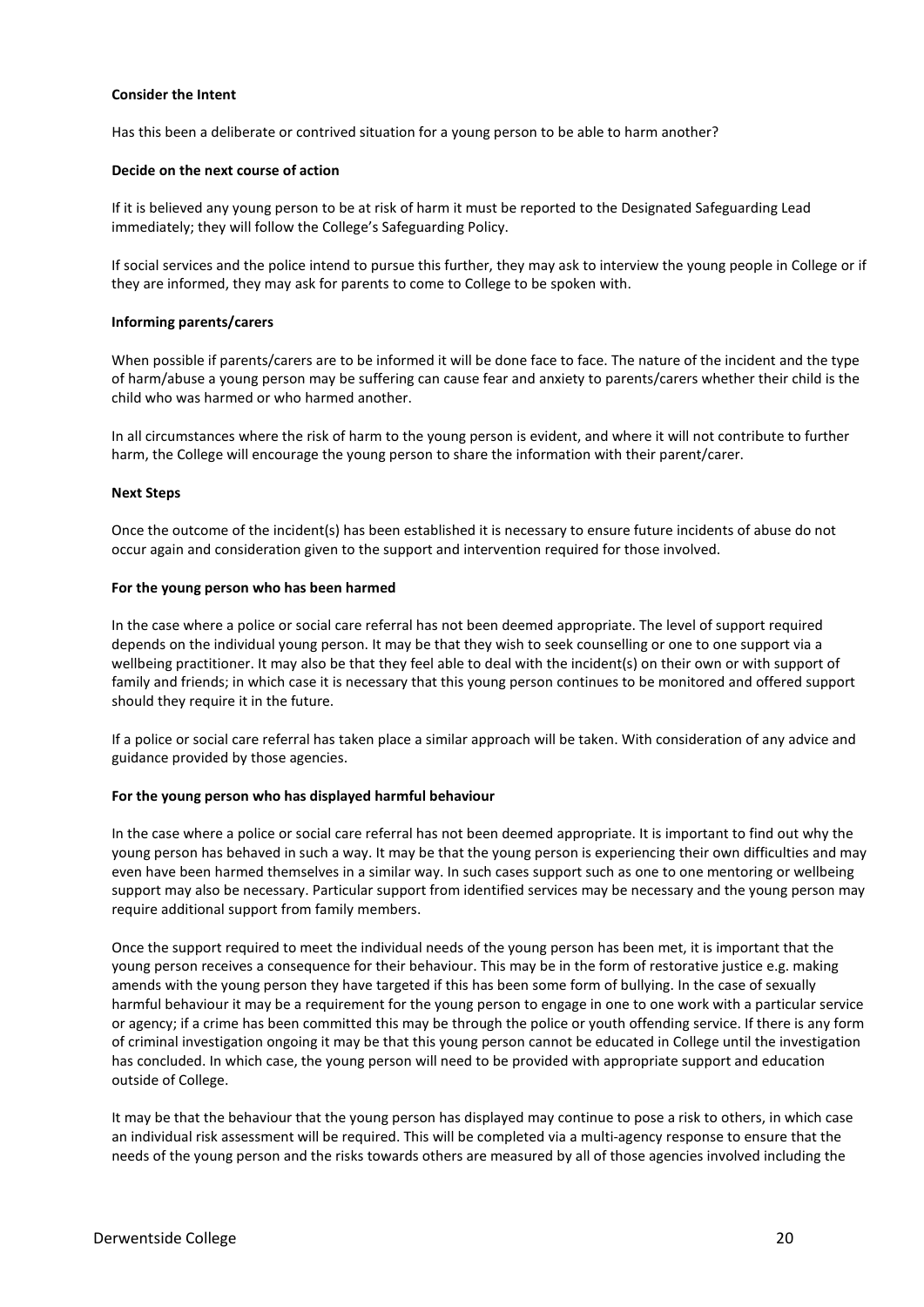**Consider the Intent**

Has this been a deliberate or contrived situation for a young person to be able to harm another?

**Decide on the next course of action**

If it is believed any young person to be at risk of harm it must be reported to the Designated Safeguarding Lead immediately; they will follow the College's Safeguarding Policy.

If social services and the police intend to pursue this further, they may ask to interview the young people in College or if they are informed, they may ask for parents to come to College to be spoken with.

**Informing parents/carers**

When possible if parents/carers are to be informed it will be done face to face. The nature of the incident and the type of harm/abuse a young person may be suffering can cause fear and anxiety to parents/carers whether their child is the child who was harmed or who harmed another.

In all circumstances where the risk of harm to the young person is evident, and where it will not contribute to further harm, the College will encourage the young person to share the information with their parent/carer.

**Next Steps**

Once the outcome of the incident(s) has been established it is necessary to ensure future incidents of abuse do not occur again and consideration given to the support and intervention required for those involved.

**For the young person who has been harmed**

In the case where a police or social care referral has not been deemed appropriate. The level of support required depends on the individual young person. It may be that they wish to seek counselling or one to one support via a wellbeing practitioner. It may also be that they feel able to deal with the incident(s) on their own or with support of family and friends; in which case it is necessary that this young person continues to be monitored and offered support should they require it in the future.

If a police or social care referral has taken place a similar approach will be taken. With consideration of any advice and guidance provided by those agencies.

**For the young person who has displayed harmful behaviour**

In the case where a police or social care referral has not been deemed appropriate. It is important to find out why the young person has behaved in such a way. It may be that the young person is experiencing their own difficulties and may even have been harmed themselves in a similar way. In such cases support such as one to one mentoring or wellbeing support may also be necessary. Particular support from identified services may be necessary and the young person may require additional support from family members.

Once the support required to meet the individual needs of the young person has been met, it is important that the young person receives a consequence for their behaviour. This may be in the form of restorative justice e.g. making amends with the young person they have targeted if this has been some form of bullying. In the case of sexually harmful behaviour it may be a requirement for the young person to engage in one to one work with a particular service or agency; if a crime has been committed this may be through the police or youth offending service. If there is any form of criminal investigation ongoing it may be that this young person cannot be educated in College until the investigation has concluded. In which case, the young person will need to be provided with appropriate support and education outside of College.

It may be that the behaviour that the young person has displayed may continue to pose a risk to others, in which case an individual risk assessment will be required. This will be completed via a multi-agency response to ensure that the needs of the young person and the risks towards others are measured by all of those agencies involved including the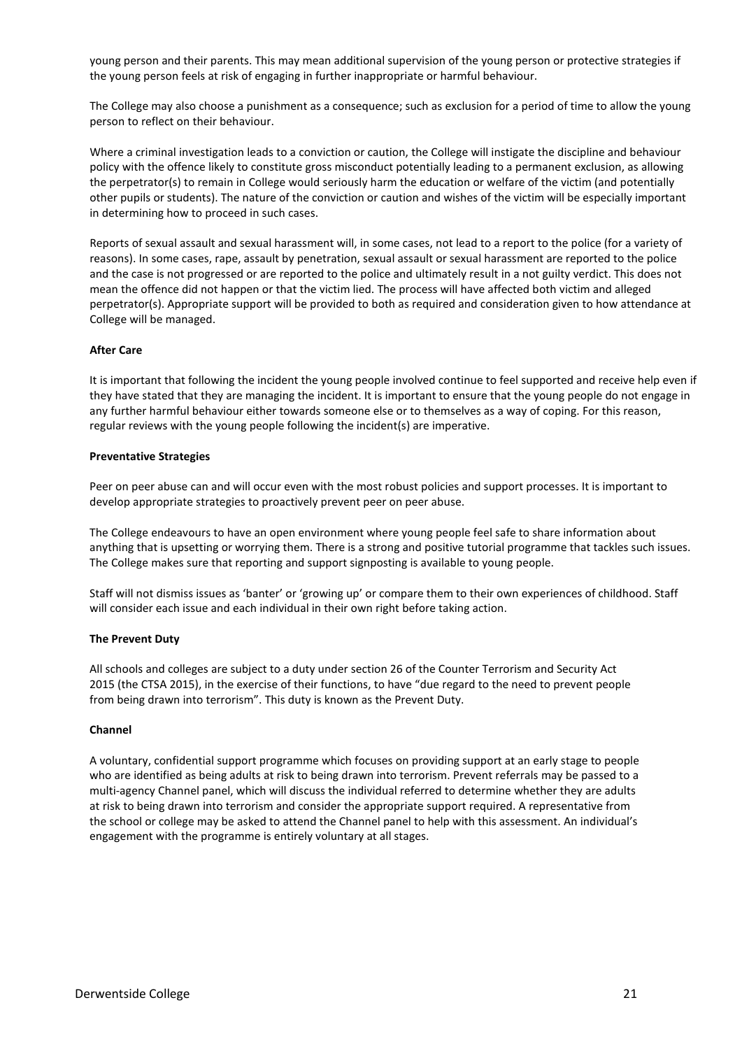young person and their parents. This may mean additional supervision of the young person or protective strategies if the young person feels at risk of engaging in further inappropriate or harmful behaviour.

The College may also choose a punishment as a consequence; such as exclusion for a period of time to allow the young person to reflect on their behaviour.

Where a criminal investigation leads to a conviction or caution, the College will instigate the discipline and behaviour policy with the offence likely to constitute gross misconduct potentially leading to a permanent exclusion, as allowing the perpetrator(s) to remain in College would seriously harm the education or welfare of the victim (and potentially other pupils or students). The nature of the conviction or caution and wishes of the victim will be especially important in determining how to proceed in such cases.

Reports of sexual assault and sexual harassment will, in some cases, not lead to a report to the police (for a variety of reasons). In some cases, rape, assault by penetration, sexual assault or sexual harassment are reported to the police and the case is not progressed or are reported to the police and ultimately result in a not guilty verdict. This does not mean the offence did not happen or that the victim lied. The process will have affected both victim and alleged perpetrator(s). Appropriate support will be provided to both as required and consideration given to how attendance at College will be managed.

**After Care**

It is important that following the incident the young people involved continue to feel supported and receive help even if they have stated that they are managing the incident. It is important to ensure that the young people do not engage in any further harmful behaviour either towards someone else or to themselves as a way of coping. For this reason, regular reviews with the young people following the incident(s) are imperative.

**Preventative Strategies**

Peer on peer abuse can and will occur even with the most robust policies and support processes. It is important to develop appropriate strategies to proactively prevent peer on peer abuse.

The College endeavours to have an open environment where young people feel safe to share information about anything that is upsetting or worrying them. There is a strong and positive tutorial programme that tackles such issues. The College makes sure that reporting and support signposting is available to young people.

Staff will not dismiss issues as 'banter' or 'growing up' or compare them to their own experiences of childhood. Staff will consider each issue and each individual in their own right before taking action.

**The Prevent Duty**

All schools and colleges are subject to a duty under section 26 of the Counter Terrorism and Security Act 2015 (the CTSA 2015), in the exercise of their functions, to have "due regard to the need to prevent people from being drawn into terrorism". This duty is known as the Prevent Duty.

**Channel**

A voluntary, confidential support programme which focuses on providing support at an early stage to people who are identified as being adults at risk to being drawn into terrorism. Prevent referrals may be passed to a multi-agency Channel panel, which will discuss the individual referred to determine whether they are adults at risk to being drawn into terrorism and consider the appropriate support required. A representative from the school or college may be asked to attend the Channel panel to help with this assessment. An individual's engagement with the programme is entirely voluntary at all stages.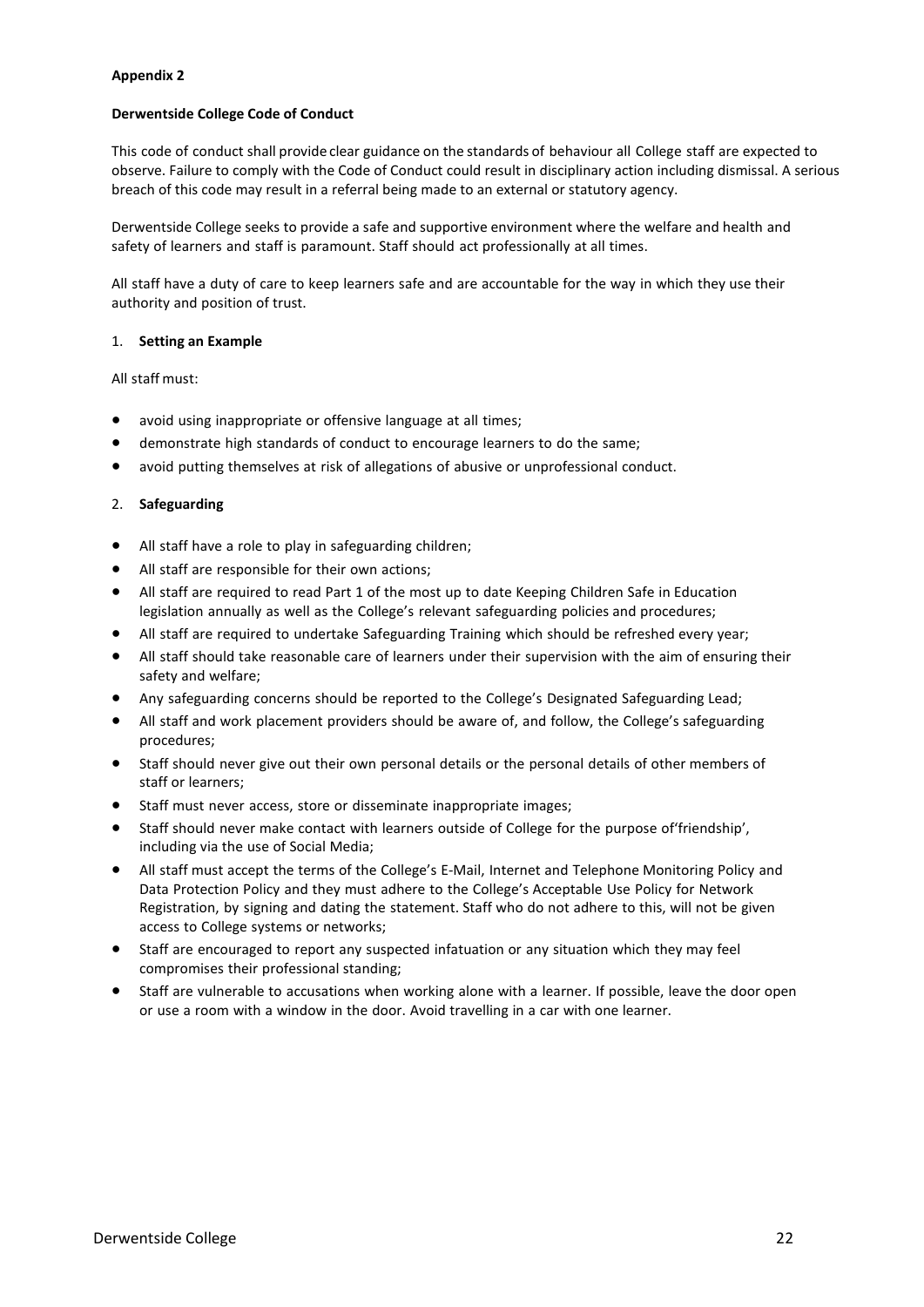**Appendix 2**

**Derwentside College Code of Conduct**

This code of conduct shall provide clear guidance on the standards of behaviour all College staff are expected to observe. Failure to comply with the Code of Conduct could result in disciplinary action including dismissal. A serious breach of this code may result in a referral being made to an external or statutory agency.

Derwentside College seeks to provide a safe and supportive environment where the welfare and health and safety of learners and staff is paramount. Staff should act professionally at all times.

All staff have a duty of care to keep learners safe and are accountable for the way in which they use their authority and position of trust.

1. **Setting an Example**

All staff must:

- avoid using inappropriate or offensive language at all times;
- demonstrate high standards of conduct to encourage learners to do the same;
- avoid putting themselves at risk of allegations of abusive or unprofessional conduct.

2. **Safeguarding**

- All staff have a role to play in safeguarding children;
- All staff are responsible for their own actions;
- All staff are required to read Part 1 of the most up to date Keeping Children Safe in Education legislation annually as well as the College's relevant safeguarding policies and procedures;
- All staff are required to undertake Safeguarding Training which should be refreshed every year;
- All staff should take reasonable care of learners under their supervision with the aim of ensuring their safety and welfare;
- Any safeguarding concerns should be reported to the College's Designated Safeguarding Lead;
- All staff and work placement providers should be aware of, and follow, the College's safeguarding procedures;
- Staff should never give out their own personal details or the personal details of other members of staff or learners;
- Staff must never access, store or disseminate inappropriate images;
- Staff should never make contact with learners outside of College for the purpose of'friendship', including via the use of Social Media;
- All staff must accept the terms of the College's E-Mail, Internet and Telephone Monitoring Policy and Data Protection Policy and they must adhere to the College's Acceptable Use Policy for Network Registration, by signing and dating the statement. Staff who do not adhere to this, will not be given access to College systems or networks;
- Staff are encouraged to report any suspected infatuation or any situation which they may feel compromises their professional standing;
- Staff are vulnerable to accusations when working alone with a learner. If possible, leave the door open or use a room with a window in the door. Avoid travelling in a car with one learner.